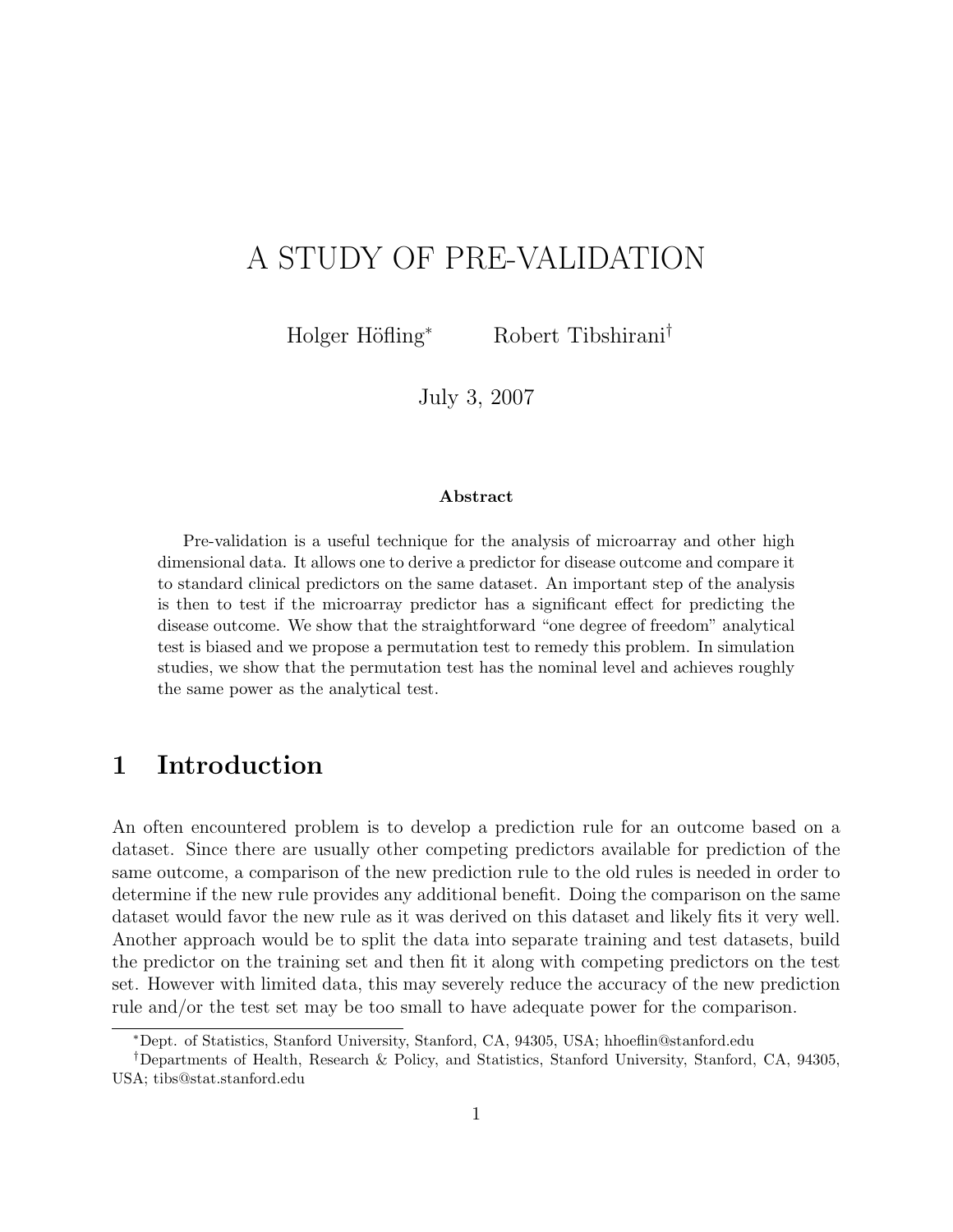# A STUDY OF PRE-VALIDATION

Holger Höfling[*] Robert Tibshirani[†]

July 3, 2007

**Abstract**

Pre-validation is a useful technique for the analysis of microarray and other high dimensional data. It allows one to derive a predictor for disease outcome and compare it to standard clinical predictors on the same dataset. An important step of the analysis is then to test if the microarray predictor has a significant effect for predicting the disease outcome. We show that the straightforward "one degree of freedom" analytical test is biased and we propose a permutation test to remedy this problem. In simulation studies, we show that the permutation test has the nominal level and achieves roughly the same power as the analytical test.

## 1 Introduction

An often encountered problem is to develop a prediction rule for an outcome based on a dataset. Since there are usually other competing predictors available for prediction of the same outcome, a comparison of the new prediction rule to the old rules is needed in order to determine if the new rule provides any additional benefit. Doing the comparison on the same dataset would favor the new rule as it was derived on this dataset and likely fits it very well. Another approach would be to split the data into separate training and test datasets, build the predictor on the training set and then fit it along with competing predictors on the test set. However with limited data, this may severely reduce the accuracy of the new prediction rule and/or the test set may be too small to have adequate power for the comparison.

[*] Dept. of Statistics, Stanford University, Stanford, CA, 94305, USA; hhoeflin@stanford.edu

[†] Departments of Health, Research & Policy, and Statistics, Stanford University, Stanford, CA, 94305, USA; tibs@stat.stanford.edu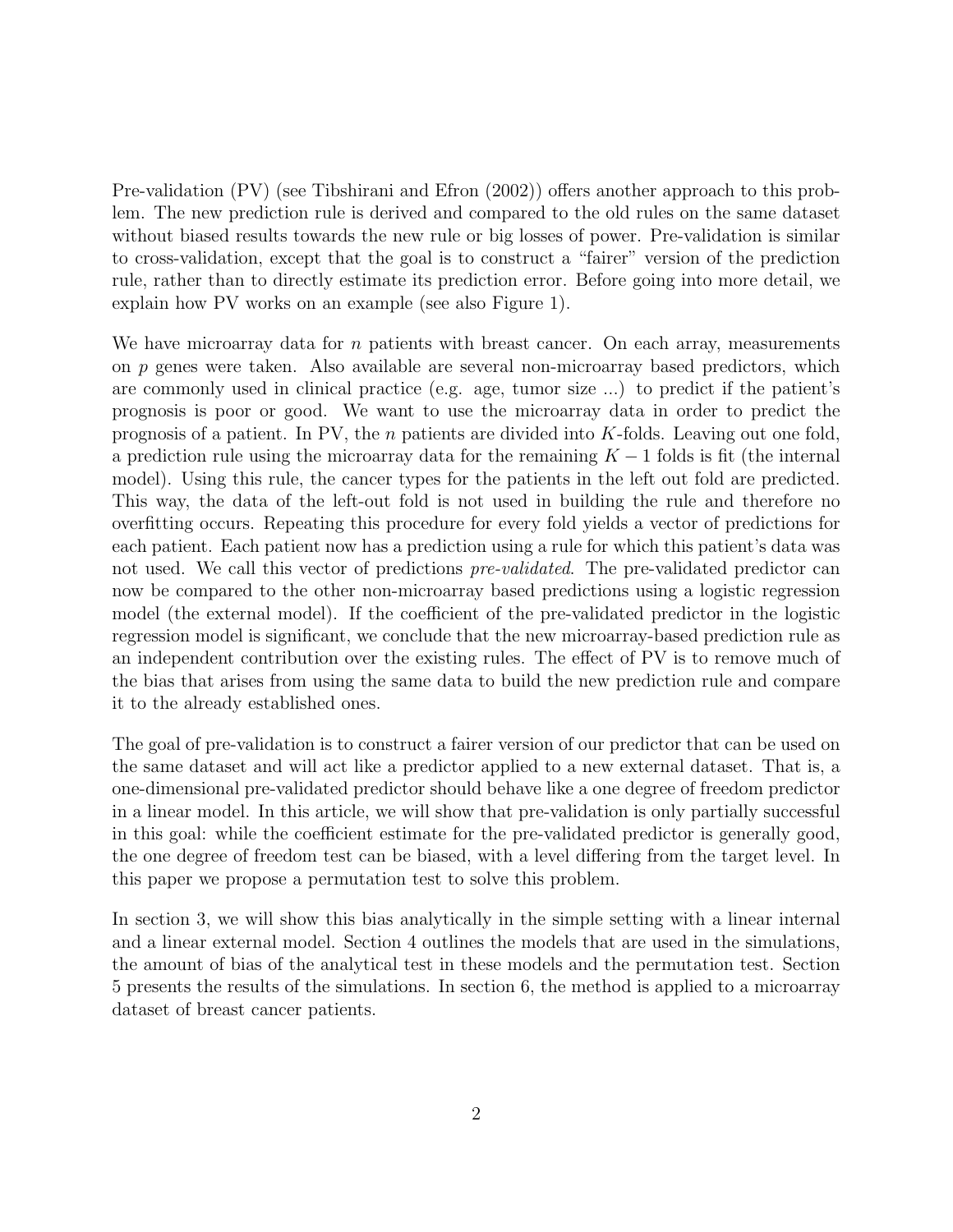Pre-validation (PV) (see Tibshirani and Efron (2002)) offers another approach to this problem. The new prediction rule is derived and compared to the old rules on the same dataset without biased results towards the new rule or big losses of power. Pre-validation is similar to cross-validation, except that the goal is to construct a "fairer" version of the prediction rule, rather than to directly estimate its prediction error. Before going into more detail, we explain how PV works on an example (see also Figure 1).

We have microarray data for $n$ patients with breast cancer. On each array, measurements on $p$ genes were taken. Also available are several non-microarray based predictors, which are commonly used in clinical practice (e.g. age, tumor size ...) to predict if the patient's prognosis is poor or good. We want to use the microarray data in order to predict the prognosis of a patient. In PV, the $n$ patients are divided into $K$-folds. Leaving out one fold, a prediction rule using the microarray data for the remaining $K-1$ folds is fit (the internal model). Using this rule, the cancer types for the patients in the left out fold are predicted. This way, the data of the left-out fold is not used in building the rule and therefore no overfitting occurs. Repeating this procedure for every fold yields a vector of predictions for each patient. Each patient now has a prediction using a rule for which this patient's data was not used. We call this vector of predictions *pre-validated*. The pre-validated predictor can now be compared to the other non-microarray based predictions using a logistic regression model (the external model). If the coefficient of the pre-validated predictor in the logistic regression model is significant, we conclude that the new microarray-based prediction rule as an independent contribution over the existing rules. The effect of PV is to remove much of the bias that arises from using the same data to build the new prediction rule and compare it to the already established ones.

The goal of pre-validation is to construct a fairer version of our predictor that can be used on the same dataset and will act like a predictor applied to a new external dataset. That is, a one-dimensional pre-validated predictor should behave like a one degree of freedom predictor in a linear model. In this article, we will show that pre-validation is only partially successful in this goal: while the coefficient estimate for the pre-validated predictor is generally good, the one degree of freedom test can be biased, with a level differing from the target level. In this paper we propose a permutation test to solve this problem.

In section 3, we will show this bias analytically in the simple setting with a linear internal and a linear external model. Section 4 outlines the models that are used in the simulations, the amount of bias of the analytical test in these models and the permutation test. Section 5 presents the results of the simulations. In section 6, the method is applied to a microarray dataset of breast cancer patients.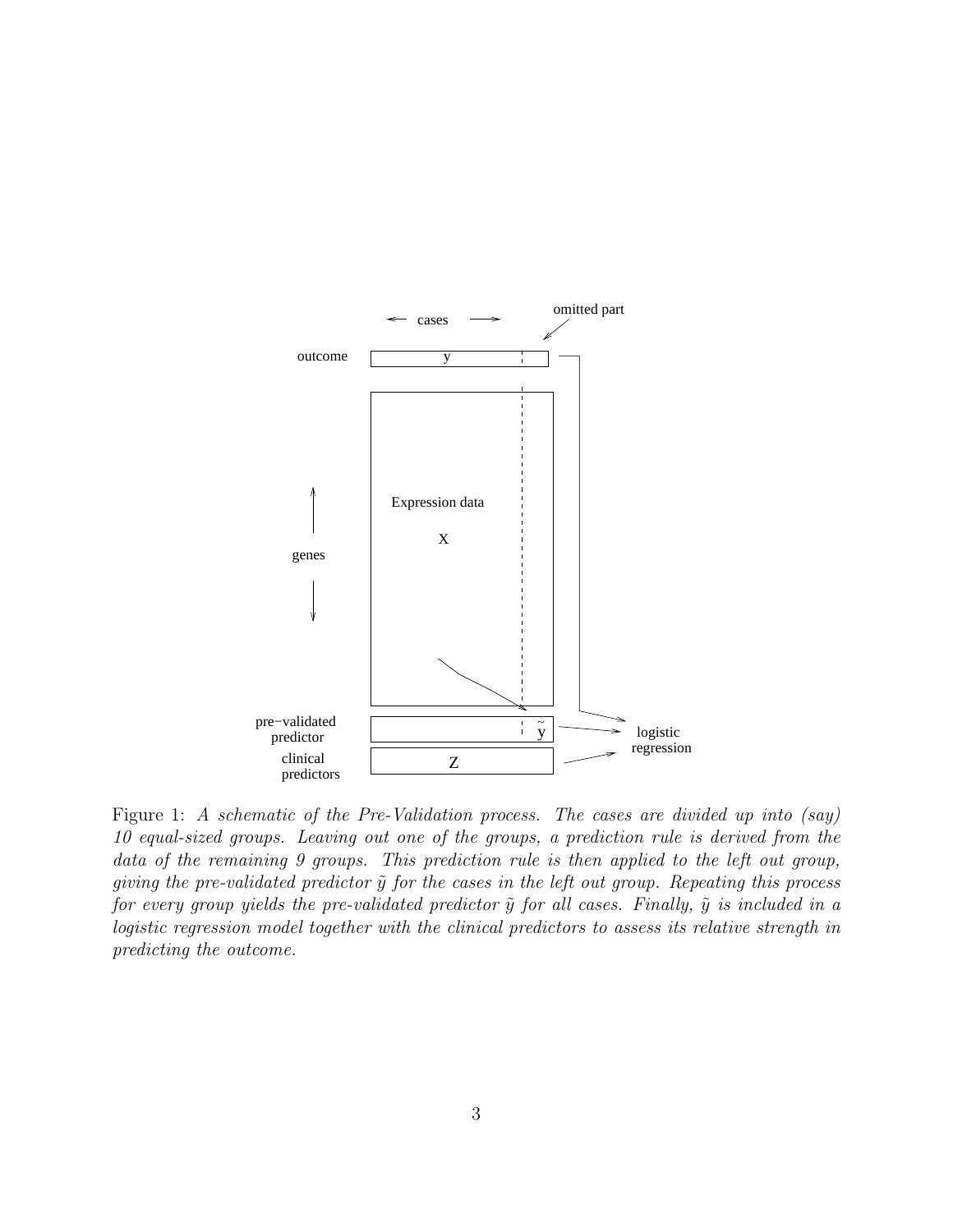Figure 1: *A schematic of the Pre-Validation process. The cases are divided up into (say) 10 equal-sized groups. Leaving out one of the groups, a prediction rule is derived from the data of the remaining 9 groups. This prediction rule is then applied to the left out group, giving the pre-validated predictor $\tilde{y}$ for the cases in the left out group. Repeating this process for every group yields the pre-validated predictor $\tilde{y}$ for all cases. Finally, $\tilde{y}$ is included in a logistic regression model together with the clinical predictors to assess its relative strength in predicting the outcome.*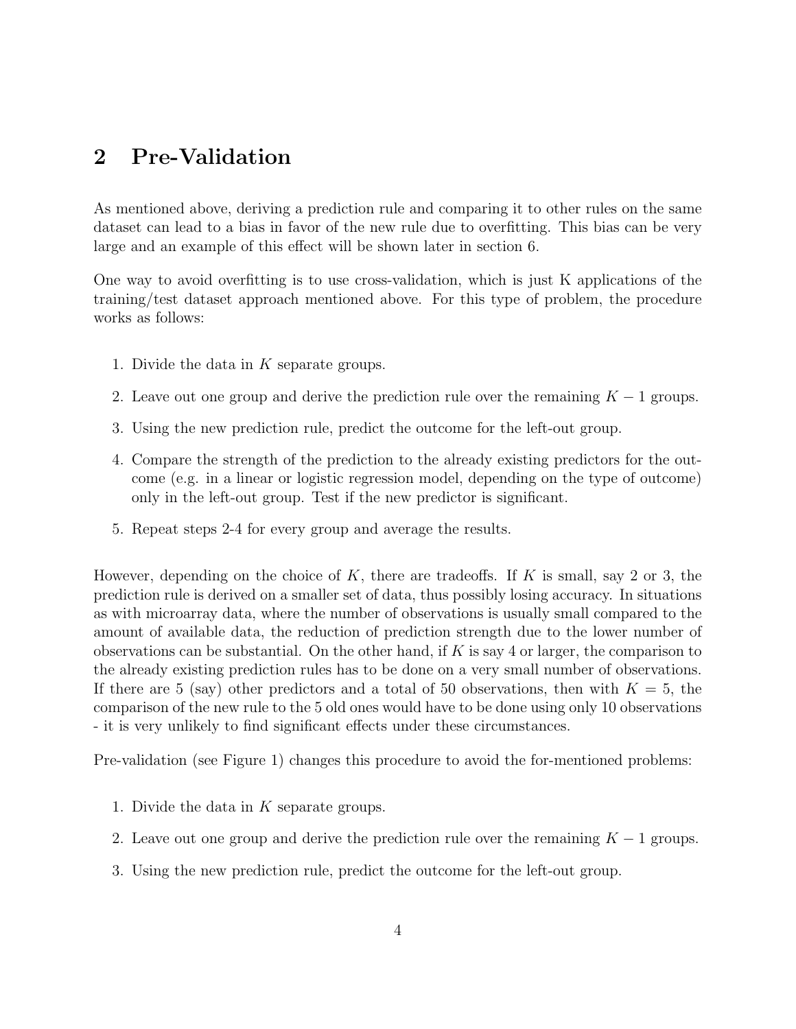## 2 Pre-Validation

As mentioned above, deriving a prediction rule and comparing it to other rules on the same dataset can lead to a bias in favor of the new rule due to overfitting. This bias can be very large and an example of this effect will be shown later in section 6.

One way to avoid overfitting is to use cross-validation, which is just K applications of the training/test dataset approach mentioned above. For this type of problem, the procedure works as follows:

1. Divide the data in $K$ separate groups.
2. Leave out one group and derive the prediction rule over the remaining $K - 1$ groups.
3. Using the new prediction rule, predict the outcome for the left-out group.
4. Compare the strength of the prediction to the already existing predictors for the outcome (e.g. in a linear or logistic regression model, depending on the type of outcome) only in the left-out group. Test if the new predictor is significant.
5. Repeat steps 2-4 for every group and average the results.

However, depending on the choice of $K$, there are tradeoffs. If $K$ is small, say 2 or 3, the prediction rule is derived on a smaller set of data, thus possibly losing accuracy. In situations as with microarray data, where the number of observations is usually small compared to the amount of available data, the reduction of prediction strength due to the lower number of observations can be substantial. On the other hand, if $K$ is say 4 or larger, the comparison to the already existing prediction rules has to be done on a very small number of observations. If there are 5 (say) other predictors and a total of 50 observations, then with $K = 5$, the comparison of the new rule to the 5 old ones would have to be done using only 10 observations - it is very unlikely to find significant effects under these circumstances.

Pre-validation (see Figure 1) changes this procedure to avoid the for-mentioned problems:

1. Divide the data in $K$ separate groups.
2. Leave out one group and derive the prediction rule over the remaining $K - 1$ groups.
3. Using the new prediction rule, predict the outcome for the left-out group.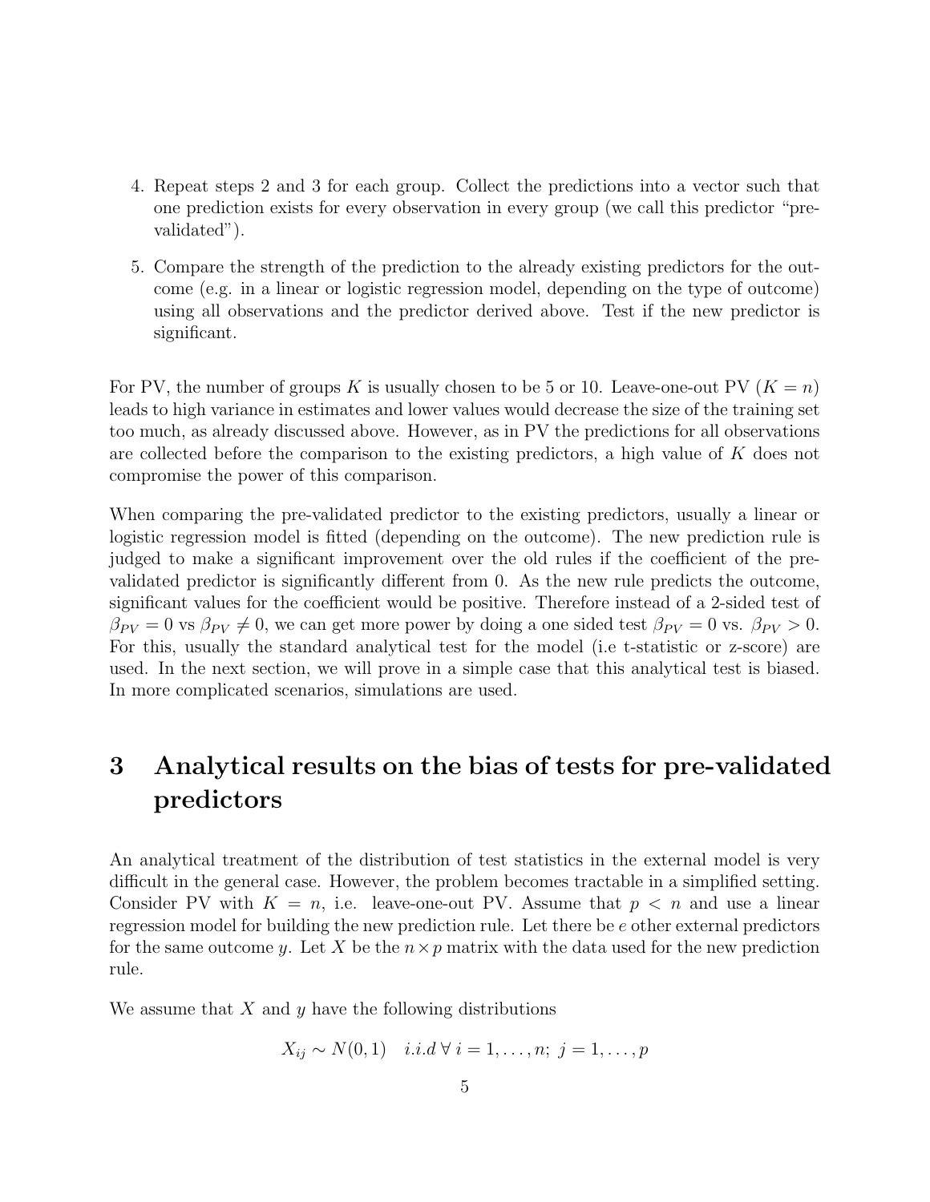4. Repeat steps 2 and 3 for each group. Collect the predictions into a vector such that one prediction exists for every observation in every group (we call this predictor "pre-validated").

5. Compare the strength of the prediction to the already existing predictors for the outcome (e.g. in a linear or logistic regression model, depending on the type of outcome) using all observations and the predictor derived above. Test if the new predictor is significant.

For PV, the number of groups $K$ is usually chosen to be 5 or 10. Leave-one-out PV ($K = n$) leads to high variance in estimates and lower values would decrease the size of the training set too much, as already discussed above. However, as in PV the predictions for all observations are collected before the comparison to the existing predictors, a high value of $K$ does not compromise the power of this comparison.

When comparing the pre-validated predictor to the existing predictors, usually a linear or logistic regression model is fitted (depending on the outcome). The new prediction rule is judged to make a significant improvement over the old rules if the coefficient of the pre-validated predictor is significantly different from 0. As the new rule predicts the outcome, significant values for the coefficient would be positive. Therefore instead of a 2-sided test of $\beta_{PV} = 0$ vs $\beta_{PV} \neq 0$, we can get more power by doing a one sided test $\beta_{PV} = 0$ vs. $\beta_{PV} > 0$. For this, usually the standard analytical test for the model (i.e t-statistic or z-score) are used. In the next section, we will prove in a simple case that this analytical test is biased. In more complicated scenarios, simulations are used.

# 3 Analytical results on the bias of tests for pre-validated predictors

An analytical treatment of the distribution of test statistics in the external model is very difficult in the general case. However, the problem becomes tractable in a simplified setting. Consider PV with $K = n$, i.e. leave-one-out PV. Assume that $p < n$ and use a linear regression model for building the new prediction rule. Let there be $e$ other external predictors for the same outcome $y$. Let $X$ be the $n \times p$ matrix with the data used for the new prediction rule.

We assume that $X$ and $y$ have the following distributions

$$X_{ij} \sim N(0, 1) \quad i.i.d \; \forall \; i = 1, \ldots, n; \; j = 1, \ldots, p$$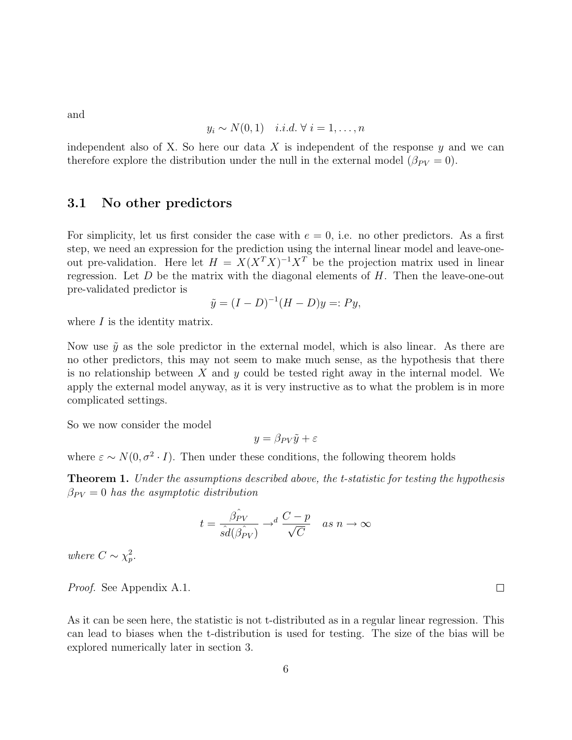and

$$y_i \sim N(0,1) \quad i.i.d. \; \forall \; i = 1, \ldots, n$$

independent also of X. So here our data $X$ is independent of the response $y$ and we can therefore explore the distribution under the null in the external model ($\beta_{PV} = 0$).

### 3.1 No other predictors

For simplicity, let us first consider the case with $e = 0$, i.e. no other predictors. As a first step, we need an expression for the prediction using the internal linear model and leave-one-out pre-validation. Here let $H = X(X^T X)^{-1} X^T$ be the projection matrix used in linear regression. Let $D$ be the matrix with the diagonal elements of $H$. Then the leave-one-out pre-validated predictor is

$$\tilde{y} = (I - D)^{-1}(H - D)y =: Py,$$

where $I$ is the identity matrix.

Now use $\tilde{y}$ as the sole predictor in the external model, which is also linear. As there are no other predictors, this may not seem to make much sense, as the hypothesis that there is no relationship between $X$ and $y$ could be tested right away in the internal model. We apply the external model anyway, as it is very instructive as to what the problem is in more complicated settings.

So we now consider the model

$$y = \beta_{PV}\tilde{y} + \varepsilon$$

where $\varepsilon \sim N(0, \sigma^2 \cdot I)$. Then under these conditions, the following theorem holds

**Theorem 1.** *Under the assumptions described above, the t-statistic for testing the hypothesis $\beta_{PV} = 0$ has the asymptotic distribution*

$$t = \frac{\hat{\beta_{PV}}}{\hat{sd}(\hat{\beta_{PV}})} \to^d \frac{C - p}{\sqrt{C}} \quad as \; n \to \infty$$

*where $C \sim \chi^2_p$.*

*Proof.* See Appendix A.1. ◻

As it can be seen here, the statistic is not t-distributed as in a regular linear regression. This can lead to biases when the t-distribution is used for testing. The size of the bias will be explored numerically later in section 3.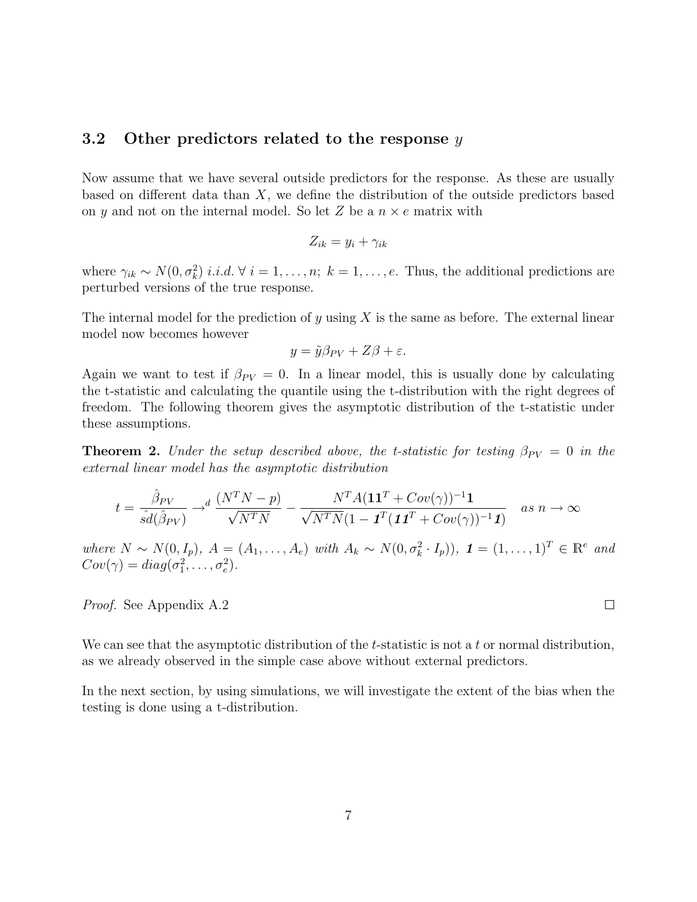### 3.2 Other predictors related to the response $y$

Now assume that we have several outside predictors for the response. As these are usually based on different data than $X$, we define the distribution of the outside predictors based on $y$ and not on the internal model. So let $Z$ be a $n \times e$ matrix with

$$Z_{ik} = y_i + \gamma_{ik}$$

where $\gamma_{ik} \sim N(0, \sigma_k^2)$ *i.i.d.* $\forall\ i = 1, \ldots, n;\ k = 1, \ldots, e$. Thus, the additional predictions are perturbed versions of the true response.

The internal model for the prediction of $y$ using $X$ is the same as before. The external linear model now becomes however

$$y = \tilde{y}\beta_{PV} + Z\beta + \varepsilon.$$

Again we want to test if $\beta_{PV} = 0$. In a linear model, this is usually done by calculating the t-statistic and calculating the quantile using the t-distribution with the right degrees of freedom. The following theorem gives the asymptotic distribution of the t-statistic under these assumptions.

**Theorem 2.** *Under the setup described above, the t-statistic for testing $\beta_{PV} = 0$ in the external linear model has the asymptotic distribution*

$$t = \frac{\hat{\beta}_{PV}}{\hat{sd}(\hat{\beta}_{PV})} \to^d \frac{(N^T N - p)}{\sqrt{N^T N}} - \frac{N^T A(\mathbf{1}\mathbf{1}^T + Cov(\gamma))^{-1}\mathbf{1}}{\sqrt{N^T N}(1 - \mathbf{1}^T(\mathbf{1}\mathbf{1}^T + Cov(\gamma))^{-1}\mathbf{1})} \quad as\ n \to \infty$$

*where $N \sim N(0, I_p)$, $A = (A_1, \ldots, A_e)$ with $A_k \sim N(0, \sigma_k^2 \cdot I_p))$, $\mathbf{1} = (1, \ldots, 1)^T \in \mathbb{R}^e$ and $Cov(\gamma) = diag(\sigma_1^2, \ldots, \sigma_e^2)$.*

*Proof.* See Appendix A.2 □

We can see that the asymptotic distribution of the $t$-statistic is not a $t$ or normal distribution, as we already observed in the simple case above without external predictors.

In the next section, by using simulations, we will investigate the extent of the bias when the testing is done using a t-distribution.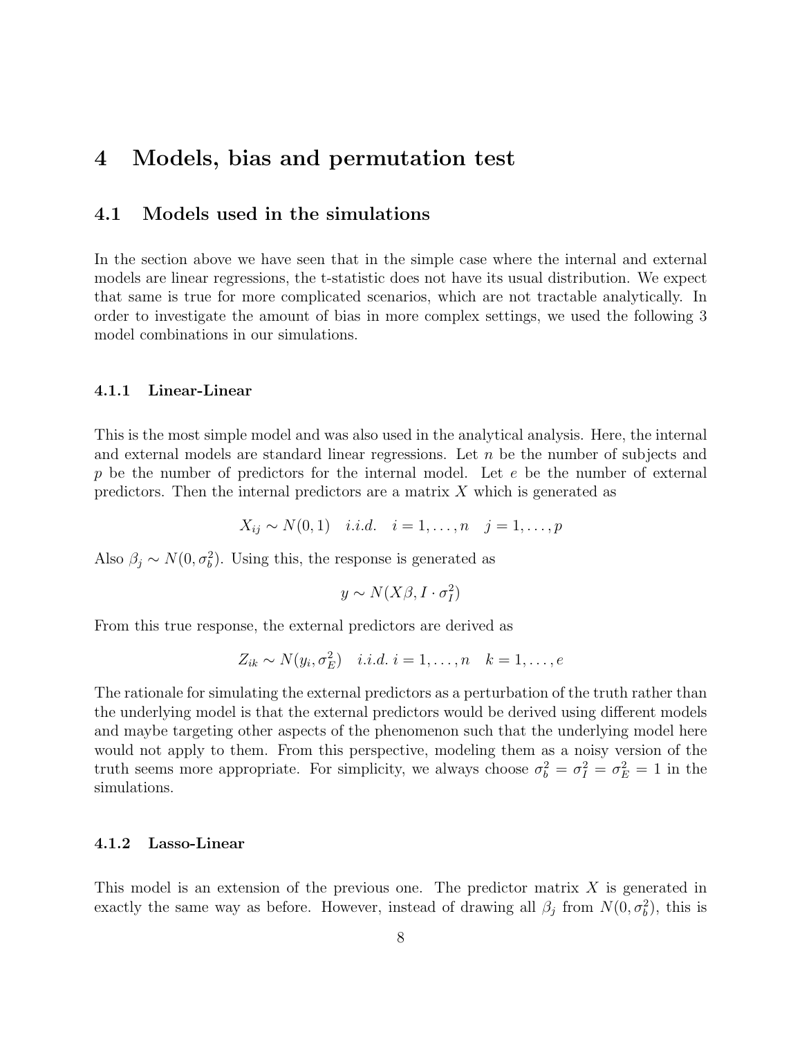# 4 Models, bias and permutation test

## 4.1 Models used in the simulations

In the section above we have seen that in the simple case where the internal and external models are linear regressions, the t-statistic does not have its usual distribution. We expect that same is true for more complicated scenarios, which are not tractable analytically. In order to investigate the amount of bias in more complex settings, we used the following 3 model combinations in our simulations.

### 4.1.1 Linear-Linear

This is the most simple model and was also used in the analytical analysis. Here, the internal and external models are standard linear regressions. Let $n$ be the number of subjects and $p$ be the number of predictors for the internal model. Let $e$ be the number of external predictors. Then the internal predictors are a matrix $X$ which is generated as

$$X_{ij} \sim N(0,1) \quad i.i.d. \quad i = 1, \ldots, n \quad j = 1, \ldots, p$$

Also $\beta_j \sim N(0, \sigma_b^2)$. Using this, the response is generated as

$$y \sim N(X\beta, I \cdot \sigma_I^2)$$

From this true response, the external predictors are derived as

$$Z_{ik} \sim N(y_i, \sigma_E^2) \quad i.i.d. \; i = 1, \ldots, n \quad k = 1, \ldots, e$$

The rationale for simulating the external predictors as a perturbation of the truth rather than the underlying model is that the external predictors would be derived using different models and maybe targeting other aspects of the phenomenon such that the underlying model here would not apply to them. From this perspective, modeling them as a noisy version of the truth seems more appropriate. For simplicity, we always choose $\sigma_b^2 = \sigma_I^2 = \sigma_E^2 = 1$ in the simulations.

### 4.1.2 Lasso-Linear

This model is an extension of the previous one. The predictor matrix $X$ is generated in exactly the same way as before. However, instead of drawing all $\beta_j$ from $N(0, \sigma_b^2)$, this is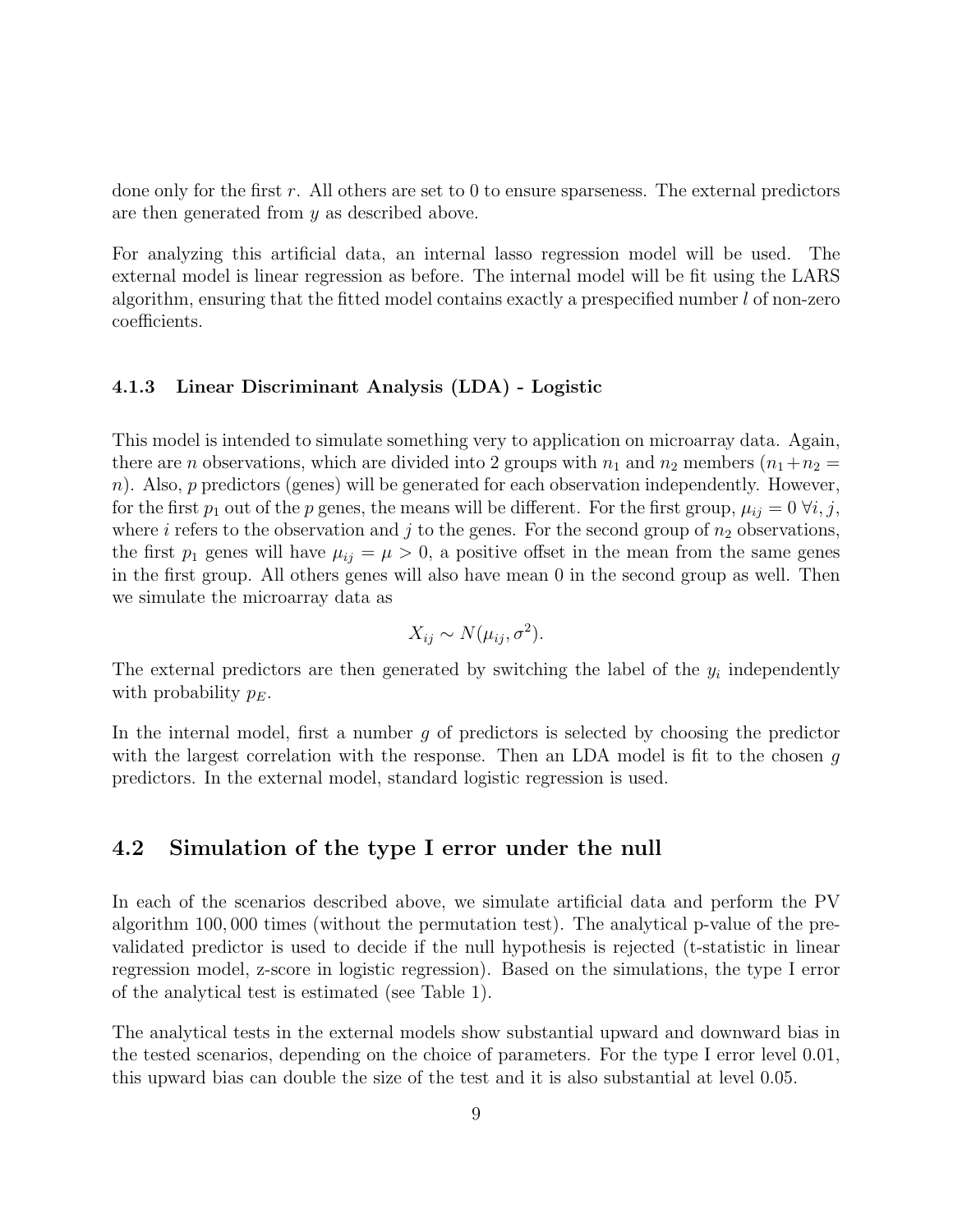done only for the first $r$. All others are set to 0 to ensure sparseness. The external predictors are then generated from $y$ as described above.

For analyzing this artificial data, an internal lasso regression model will be used. The external model is linear regression as before. The internal model will be fit using the LARS algorithm, ensuring that the fitted model contains exactly a prespecified number $l$ of non-zero coefficients.

#### 4.1.3 Linear Discriminant Analysis (LDA) - Logistic

This model is intended to simulate something very to application on microarray data. Again, there are $n$ observations, which are divided into 2 groups with $n_1$ and $n_2$ members ($n_1+n_2 = n$). Also, $p$ predictors (genes) will be generated for each observation independently. However, for the first $p_1$ out of the $p$ genes, the means will be different. For the first group, $\mu_{ij} = 0 \; \forall i, j$, where $i$ refers to the observation and $j$ to the genes. For the second group of $n_2$ observations, the first $p_1$ genes will have $\mu_{ij} = \mu > 0$, a positive offset in the mean from the same genes in the first group. All others genes will also have mean 0 in the second group as well. Then we simulate the microarray data as

$$X_{ij} \sim N(\mu_{ij}, \sigma^2).$$

The external predictors are then generated by switching the label of the $y_i$ independently with probability $p_E$.

In the internal model, first a number $g$ of predictors is selected by choosing the predictor with the largest correlation with the response. Then an LDA model is fit to the chosen $g$ predictors. In the external model, standard logistic regression is used.

### 4.2 Simulation of the type I error under the null

In each of the scenarios described above, we simulate artificial data and perform the PV algorithm $100,000$ times (without the permutation test). The analytical p-value of the pre-validated predictor is used to decide if the null hypothesis is rejected (t-statistic in linear regression model, z-score in logistic regression). Based on the simulations, the type I error of the analytical test is estimated (see Table 1).

The analytical tests in the external models show substantial upward and downward bias in the tested scenarios, depending on the choice of parameters. For the type I error level 0.01, this upward bias can double the size of the test and it is also substantial at level 0.05.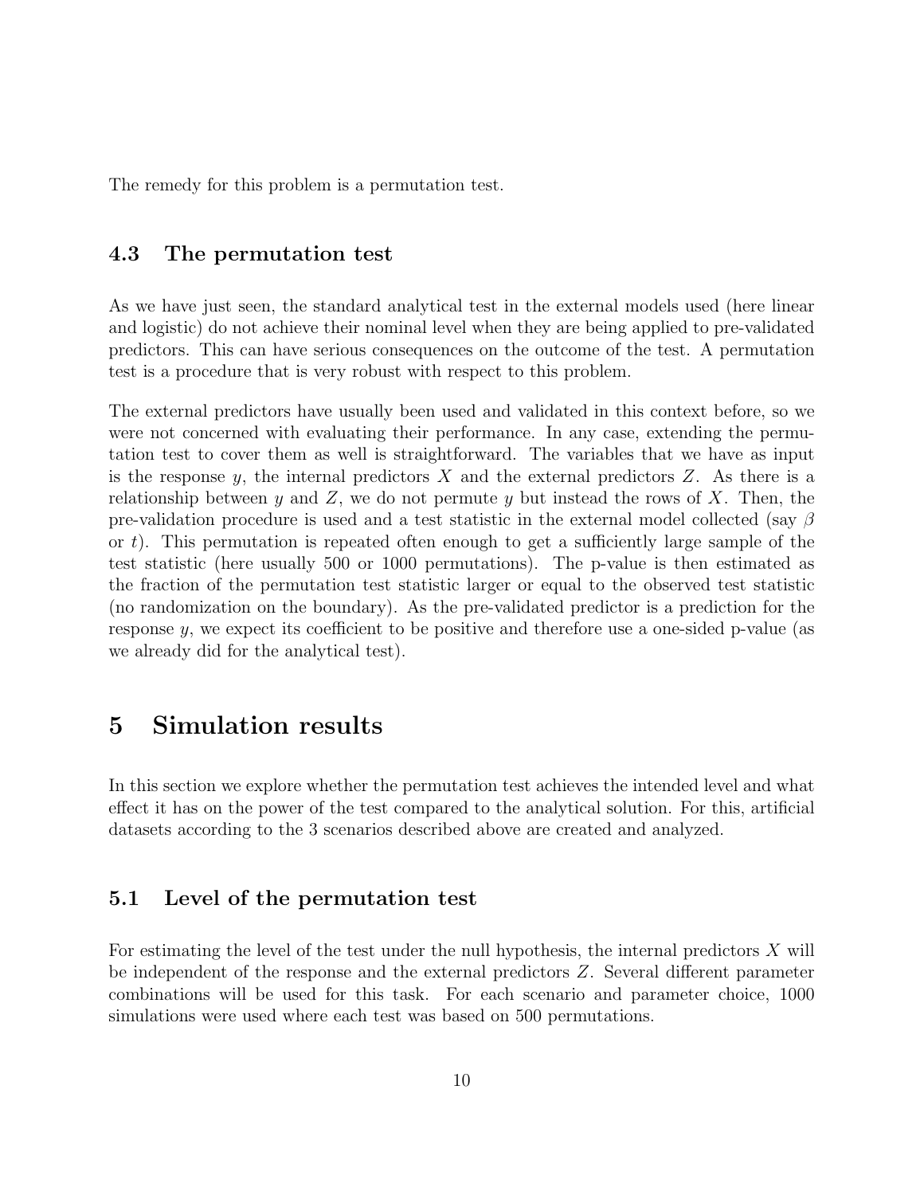The remedy for this problem is a permutation test.

### 4.3 The permutation test

As we have just seen, the standard analytical test in the external models used (here linear and logistic) do not achieve their nominal level when they are being applied to pre-validated predictors. This can have serious consequences on the outcome of the test. A permutation test is a procedure that is very robust with respect to this problem.

The external predictors have usually been used and validated in this context before, so we were not concerned with evaluating their performance. In any case, extending the permutation test to cover them as well is straightforward. The variables that we have as input is the response $y$, the internal predictors $X$ and the external predictors $Z$. As there is a relationship between $y$ and $Z$, we do not permute $y$ but instead the rows of $X$. Then, the pre-validation procedure is used and a test statistic in the external model collected (say $\beta$ or $t$). This permutation is repeated often enough to get a sufficiently large sample of the test statistic (here usually 500 or 1000 permutations). The p-value is then estimated as the fraction of the permutation test statistic larger or equal to the observed test statistic (no randomization on the boundary). As the pre-validated predictor is a prediction for the response $y$, we expect its coefficient to be positive and therefore use a one-sided p-value (as we already did for the analytical test).

## 5 Simulation results

In this section we explore whether the permutation test achieves the intended level and what effect it has on the power of the test compared to the analytical solution. For this, artificial datasets according to the 3 scenarios described above are created and analyzed.

### 5.1 Level of the permutation test

For estimating the level of the test under the null hypothesis, the internal predictors $X$ will be independent of the response and the external predictors $Z$. Several different parameter combinations will be used for this task. For each scenario and parameter choice, 1000 simulations were used where each test was based on 500 permutations.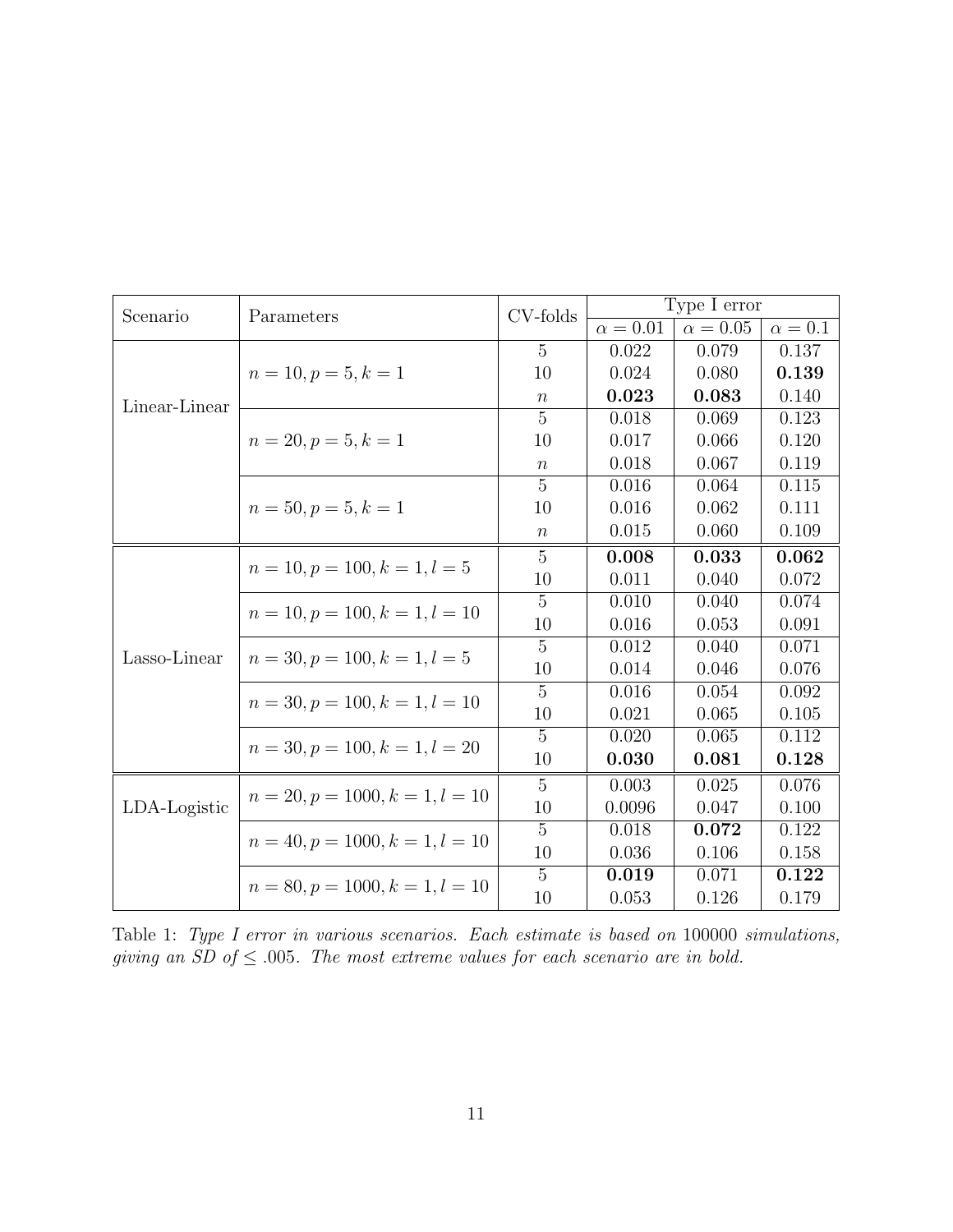| Scenario | Parameters | CV-folds | Type I error | | |
|---|---|---|---|---|---|
| | | | $\alpha = 0.01$ | $\alpha = 0.05$ | $\alpha = 0.1$ |
| Linear-Linear | $n = 10, p = 5, k = 1$ | 5 | 0.022 | 0.079 | 0.137 |
| | | 10 | 0.024 | 0.080 | **0.139** |
| | | $n$ | **0.023** | **0.083** | 0.140 |
| | $n = 20, p = 5, k = 1$ | 5 | 0.018 | 0.069 | 0.123 |
| | | 10 | 0.017 | 0.066 | 0.120 |
| | | $n$ | 0.018 | 0.067 | 0.119 |
| | $n = 50, p = 5, k = 1$ | 5 | 0.016 | 0.064 | 0.115 |
| | | 10 | 0.016 | 0.062 | 0.111 |
| | | $n$ | 0.015 | 0.060 | 0.109 |
| Lasso-Linear | $n = 10, p = 100, k = 1, l = 5$ | 5 | **0.008** | **0.033** | **0.062** |
| | | 10 | 0.011 | 0.040 | 0.072 |
| | $n = 10, p = 100, k = 1, l = 10$ | 5 | 0.010 | 0.040 | 0.074 |
| | | 10 | 0.016 | 0.053 | 0.091 |
| | $n = 30, p = 100, k = 1, l = 5$ | 5 | 0.012 | 0.040 | 0.071 |
| | | 10 | 0.014 | 0.046 | 0.076 |
| | $n = 30, p = 100, k = 1, l = 10$ | 5 | 0.016 | 0.054 | 0.092 |
| | | 10 | 0.021 | 0.065 | 0.105 |
| | $n = 30, p = 100, k = 1, l = 20$ | 5 | 0.020 | 0.065 | 0.112 |
| | | 10 | **0.030** | **0.081** | **0.128** |
| LDA-Logistic | $n = 20, p = 1000, k = 1, l = 10$ | 5 | 0.003 | 0.025 | 0.076 |
| | | 10 | 0.0096 | 0.047 | 0.100 |
| | $n = 40, p = 1000, k = 1, l = 10$ | 5 | 0.018 | **0.072** | 0.122 |
| | | 10 | 0.036 | 0.106 | 0.158 |
| | $n = 80, p = 1000, k = 1, l = 10$ | 5 | **0.019** | 0.071 | **0.122** |
| | | 10 | 0.053 | 0.126 | 0.179 |

Table 1: *Type I error in various scenarios. Each estimate is based on* 100000 *simulations, giving an SD of* $\leq .005$*. The most extreme values for each scenario are in bold.*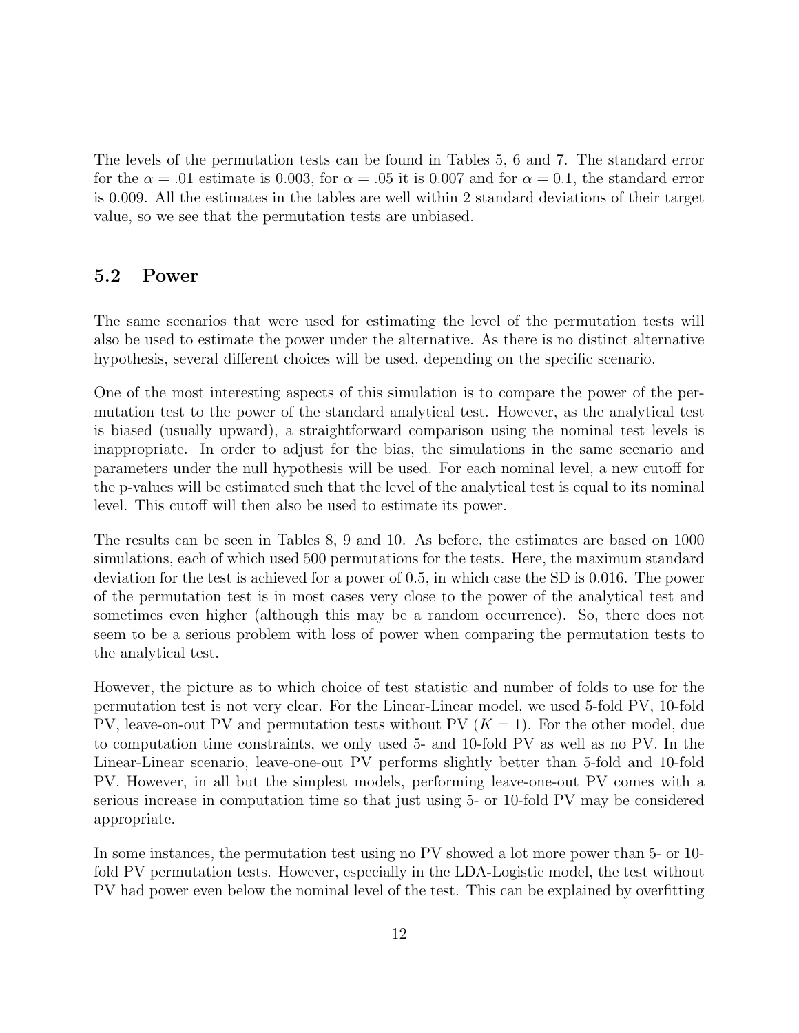The levels of the permutation tests can be found in Tables 5, 6 and 7. The standard error for the $\alpha = .01$ estimate is 0.003, for $\alpha = .05$ it is 0.007 and for $\alpha = 0.1$, the standard error is 0.009. All the estimates in the tables are well within 2 standard deviations of their target value, so we see that the permutation tests are unbiased.

## 5.2 Power

The same scenarios that were used for estimating the level of the permutation tests will also be used to estimate the power under the alternative. As there is no distinct alternative hypothesis, several different choices will be used, depending on the specific scenario.

One of the most interesting aspects of this simulation is to compare the power of the permutation test to the power of the standard analytical test. However, as the analytical test is biased (usually upward), a straightforward comparison using the nominal test levels is inappropriate. In order to adjust for the bias, the simulations in the same scenario and parameters under the null hypothesis will be used. For each nominal level, a new cutoff for the p-values will be estimated such that the level of the analytical test is equal to its nominal level. This cutoff will then also be used to estimate its power.

The results can be seen in Tables 8, 9 and 10. As before, the estimates are based on 1000 simulations, each of which used 500 permutations for the tests. Here, the maximum standard deviation for the test is achieved for a power of 0.5, in which case the SD is 0.016. The power of the permutation test is in most cases very close to the power of the analytical test and sometimes even higher (although this may be a random occurrence). So, there does not seem to be a serious problem with loss of power when comparing the permutation tests to the analytical test.

However, the picture as to which choice of test statistic and number of folds to use for the permutation test is not very clear. For the Linear-Linear model, we used 5-fold PV, 10-fold PV, leave-on-out PV and permutation tests without PV ($K = 1$). For the other model, due to computation time constraints, we only used 5- and 10-fold PV as well as no PV. In the Linear-Linear scenario, leave-one-out PV performs slightly better than 5-fold and 10-fold PV. However, in all but the simplest models, performing leave-one-out PV comes with a serious increase in computation time so that just using 5- or 10-fold PV may be considered appropriate.

In some instances, the permutation test using no PV showed a lot more power than 5- or 10-fold PV permutation tests. However, especially in the LDA-Logistic model, the test without PV had power even below the nominal level of the test. This can be explained by overfitting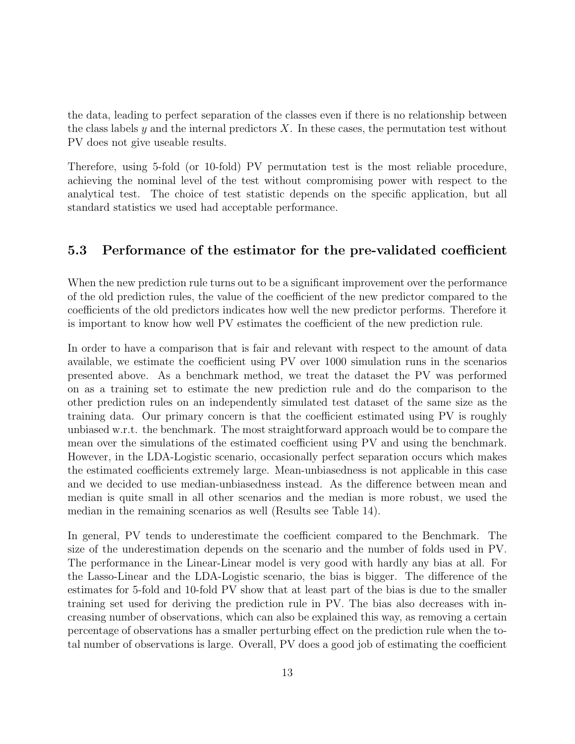the data, leading to perfect separation of the classes even if there is no relationship between the class labels $y$ and the internal predictors $X$. In these cases, the permutation test without PV does not give useable results.

Therefore, using 5-fold (or 10-fold) PV permutation test is the most reliable procedure, achieving the nominal level of the test without compromising power with respect to the analytical test. The choice of test statistic depends on the specific application, but all standard statistics we used had acceptable performance.

## 5.3 Performance of the estimator for the pre-validated coefficient

When the new prediction rule turns out to be a significant improvement over the performance of the old prediction rules, the value of the coefficient of the new predictor compared to the coefficients of the old predictors indicates how well the new predictor performs. Therefore it is important to know how well PV estimates the coefficient of the new prediction rule.

In order to have a comparison that is fair and relevant with respect to the amount of data available, we estimate the coefficient using PV over 1000 simulation runs in the scenarios presented above. As a benchmark method, we treat the dataset the PV was performed on as a training set to estimate the new prediction rule and do the comparison to the other prediction rules on an independently simulated test dataset of the same size as the training data. Our primary concern is that the coefficient estimated using PV is roughly unbiased w.r.t. the benchmark. The most straightforward approach would be to compare the mean over the simulations of the estimated coefficient using PV and using the benchmark. However, in the LDA-Logistic scenario, occasionally perfect separation occurs which makes the estimated coefficients extremely large. Mean-unbiasedness is not applicable in this case and we decided to use median-unbiasedness instead. As the difference between mean and median is quite small in all other scenarios and the median is more robust, we used the median in the remaining scenarios as well (Results see Table 14).

In general, PV tends to underestimate the coefficient compared to the Benchmark. The size of the underestimation depends on the scenario and the number of folds used in PV. The performance in the Linear-Linear model is very good with hardly any bias at all. For the Lasso-Linear and the LDA-Logistic scenario, the bias is bigger. The difference of the estimates for 5-fold and 10-fold PV show that at least part of the bias is due to the smaller training set used for deriving the prediction rule in PV. The bias also decreases with increasing number of observations, which can also be explained this way, as removing a certain percentage of observations has a smaller perturbing effect on the prediction rule when the total number of observations is large. Overall, PV does a good job of estimating the coefficient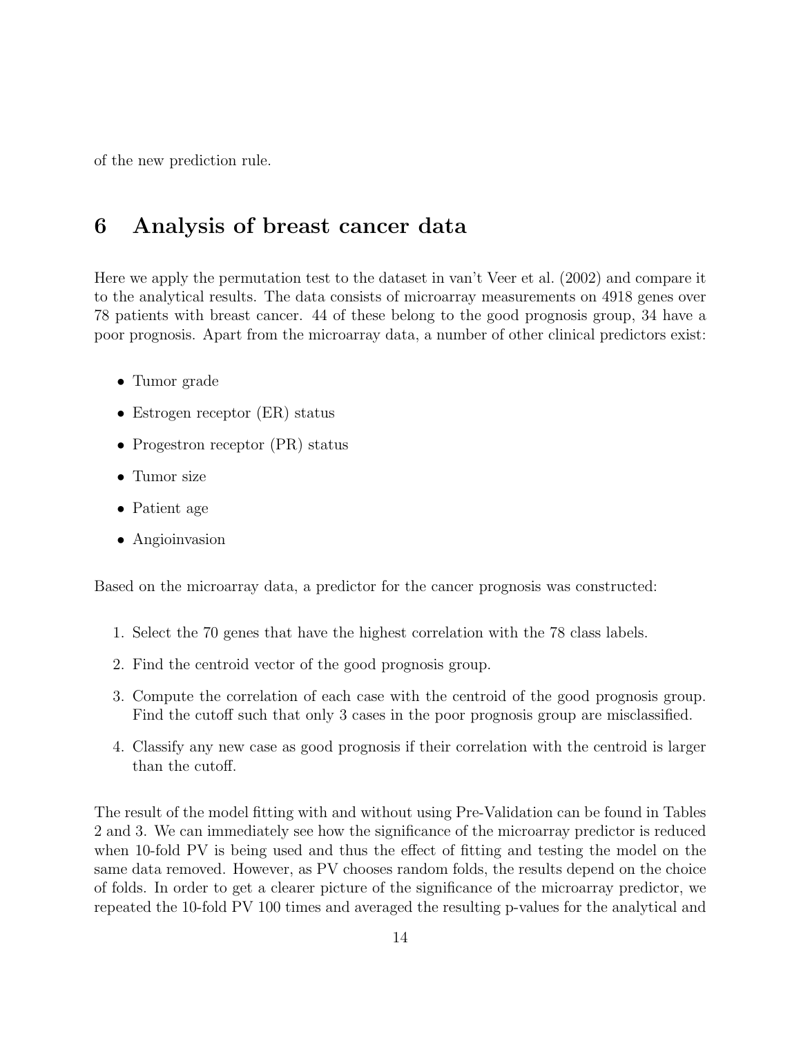of the new prediction rule.

# 6 Analysis of breast cancer data

Here we apply the permutation test to the dataset in van't Veer et al. (2002) and compare it to the analytical results. The data consists of microarray measurements on 4918 genes over 78 patients with breast cancer. 44 of these belong to the good prognosis group, 34 have a poor prognosis. Apart from the microarray data, a number of other clinical predictors exist:

- Tumor grade
- Estrogen receptor (ER) status
- Progestron receptor (PR) status
- Tumor size
- Patient age
- Angioinvasion

Based on the microarray data, a predictor for the cancer prognosis was constructed:

1. Select the 70 genes that have the highest correlation with the 78 class labels.
2. Find the centroid vector of the good prognosis group.
3. Compute the correlation of each case with the centroid of the good prognosis group. Find the cutoff such that only 3 cases in the poor prognosis group are misclassified.
4. Classify any new case as good prognosis if their correlation with the centroid is larger than the cutoff.

The result of the model fitting with and without using Pre-Validation can be found in Tables 2 and 3. We can immediately see how the significance of the microarray predictor is reduced when 10-fold PV is being used and thus the effect of fitting and testing the model on the same data removed. However, as PV chooses random folds, the results depend on the choice of folds. In order to get a clearer picture of the significance of the microarray predictor, we repeated the 10-fold PV 100 times and averaged the resulting p-values for the analytical and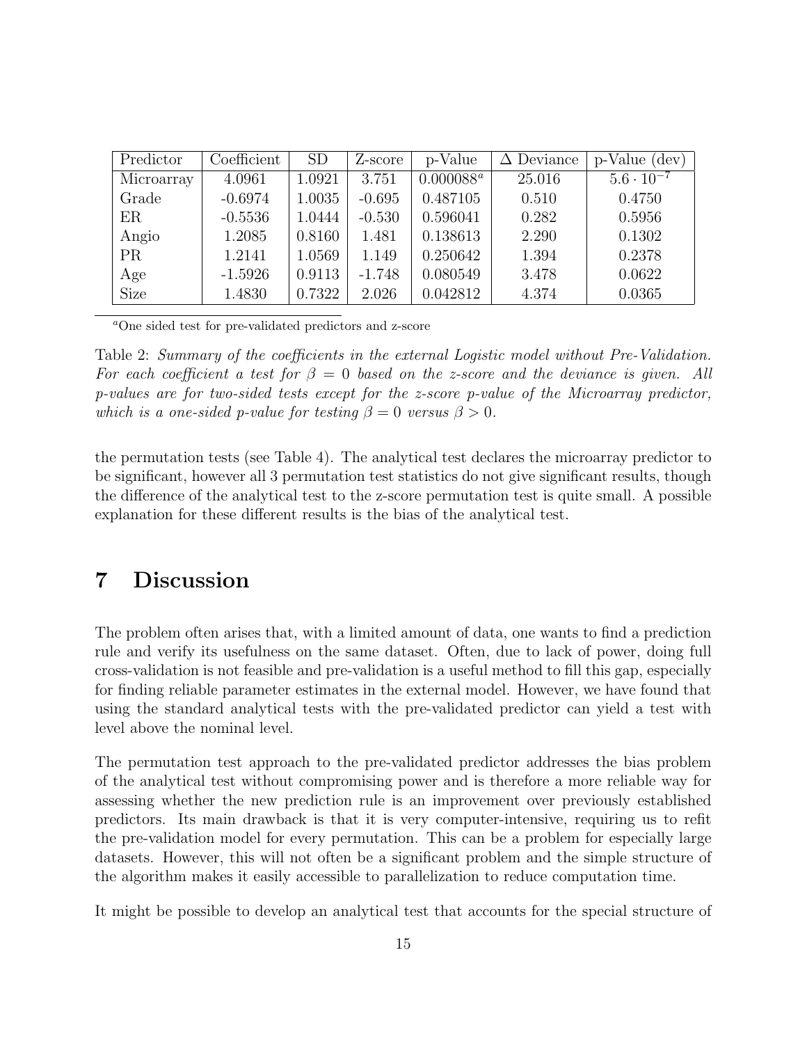| Predictor | Coefficient | SD | Z-score | p-Value | $\Delta$ Deviance | p-Value (dev) |
|---|---|---|---|---|---|---|
| Microarray | 4.0961 | 1.0921 | 3.751 | 0.000088[a] | 25.016 | $5.6 \cdot 10^{-7}$ |
| Grade | -0.6974 | 1.0035 | -0.695 | 0.487105 | 0.510 | 0.4750 |
| ER | -0.5536 | 1.0444 | -0.530 | 0.596041 | 0.282 | 0.5956 |
| Angio | 1.2085 | 0.8160 | 1.481 | 0.138613 | 2.290 | 0.1302 |
| PR | 1.2141 | 1.0569 | 1.149 | 0.250642 | 1.394 | 0.2378 |
| Age | -1.5926 | 0.9113 | -1.748 | 0.080549 | 3.478 | 0.0622 |
| Size | 1.4830 | 0.7322 | 2.026 | 0.042812 | 4.374 | 0.0365 |

[a]One sided test for pre-validated predictors and z-score

Table 2: *Summary of the coefficients in the external Logistic model without Pre-Validation. For each coefficient a test for $\beta = 0$ based on the z-score and the deviance is given. All p-values are for two-sided tests except for the z-score p-value of the Microarray predictor, which is a one-sided p-value for testing $\beta = 0$ versus $\beta > 0$.*

the permutation tests (see Table 4). The analytical test declares the microarray predictor to be significant, however all 3 permutation test statistics do not give significant results, though the difference of the analytical test to the z-score permutation test is quite small. A possible explanation for these different results is the bias of the analytical test.

# 7 Discussion

The problem often arises that, with a limited amount of data, one wants to find a prediction rule and verify its usefulness on the same dataset. Often, due to lack of power, doing full cross-validation is not feasible and pre-validation is a useful method to fill this gap, especially for finding reliable parameter estimates in the external model. However, we have found that using the standard analytical tests with the pre-validated predictor can yield a test with level above the nominal level.

The permutation test approach to the pre-validated predictor addresses the bias problem of the analytical test without compromising power and is therefore a more reliable way for assessing whether the new prediction rule is an improvement over previously established predictors. Its main drawback is that it is very computer-intensive, requiring us to refit the pre-validation model for every permutation. This can be a problem for especially large datasets. However, this will not often be a significant problem and the simple structure of the algorithm makes it easily accessible to parallelization to reduce computation time.

It might be possible to develop an analytical test that accounts for the special structure of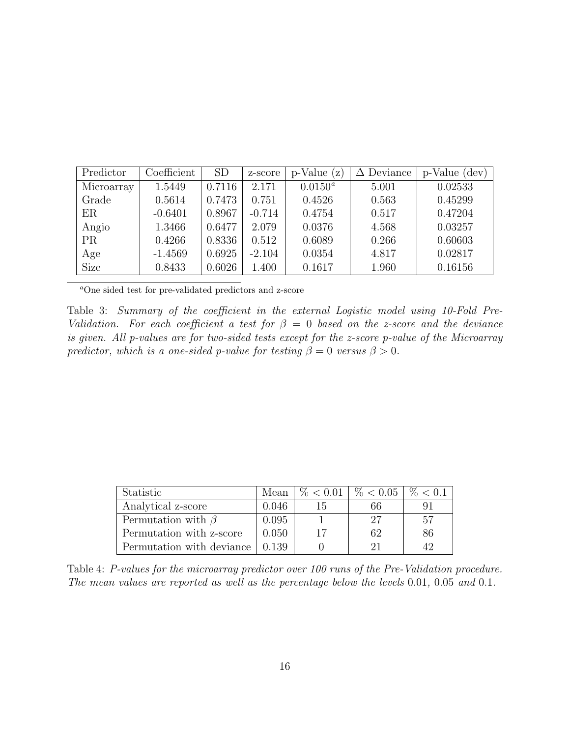| Predictor | Coefficient | SD | z-score | p-Value (z) | $\Delta$ Deviance | p-Value (dev) |
|---|---|---|---|---|---|---|
| Microarray | 1.5449 | 0.7116 | 2.171 | 0.0150[a] | 5.001 | 0.02533 |
| Grade | 0.5614 | 0.7473 | 0.751 | 0.4526 | 0.563 | 0.45299 |
| ER | -0.6401 | 0.8967 | -0.714 | 0.4754 | 0.517 | 0.47204 |
| Angio | 1.3466 | 0.6477 | 2.079 | 0.0376 | 4.568 | 0.03257 |
| PR | 0.4266 | 0.8336 | 0.512 | 0.6089 | 0.266 | 0.60603 |
| Age | -1.4569 | 0.6925 | -2.104 | 0.0354 | 4.817 | 0.02817 |
| Size | 0.8433 | 0.6026 | 1.400 | 0.1617 | 1.960 | 0.16156 |

[a] One sided test for pre-validated predictors and z-score

Table 3: *Summary of the coefficient in the external Logistic model using 10-Fold Pre-Validation. For each coefficient a test for $\beta = 0$ based on the z-score and the deviance is given. All p-values are for two-sided tests except for the z-score p-value of the Microarray predictor, which is a one-sided p-value for testing $\beta = 0$ versus $\beta > 0$.*

| Statistic | Mean | % < 0.01 | % < 0.05 | % < 0.1 |
|---|---|---|---|---|
| Analytical z-score | 0.046 | 15 | 66 | 91 |
| Permutation with $\beta$ | 0.095 | 1 | 27 | 57 |
| Permutation with z-score | 0.050 | 17 | 62 | 86 |
| Permutation with deviance | 0.139 | 0 | 21 | 42 |

Table 4: *P-values for the microarray predictor over 100 runs of the Pre-Validation procedure. The mean values are reported as well as the percentage below the levels* 0.01, 0.05 *and* 0.1.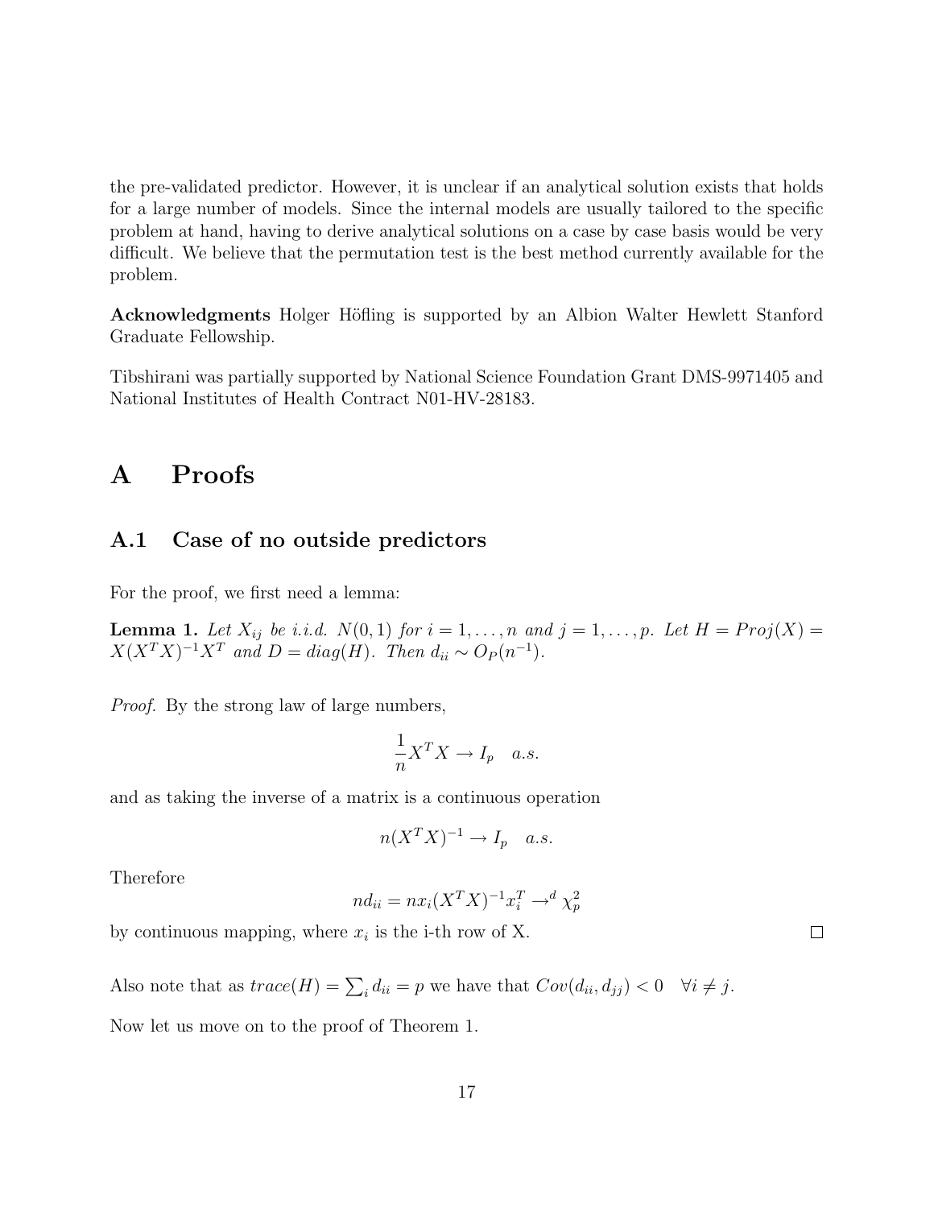the pre-validated predictor. However, it is unclear if an analytical solution exists that holds for a large number of models. Since the internal models are usually tailored to the specific problem at hand, having to derive analytical solutions on a case by case basis would be very difficult. We believe that the permutation test is the best method currently available for the problem.

**Acknowledgments** Holger Höfling is supported by an Albion Walter Hewlett Stanford Graduate Fellowship.

Tibshirani was partially supported by National Science Foundation Grant DMS-9971405 and National Institutes of Health Contract N01-HV-28183.

# A Proofs

## A.1 Case of no outside predictors

For the proof, we first need a lemma:

**Lemma 1.** *Let $X_{ij}$ be i.i.d. $N(0,1)$ for $i = 1, \ldots, n$ and $j = 1, \ldots, p$. Let $H = Proj(X) = X(X^TX)^{-1}X^T$ and $D = diag(H)$. Then $d_{ii} \sim O_P(n^{-1})$.*

*Proof.* By the strong law of large numbers,

$$\frac{1}{n}X^TX \to I_p \quad a.s.$$

and as taking the inverse of a matrix is a continuous operation

$$n(X^TX)^{-1} \to I_p \quad a.s.$$

Therefore

$$nd_{ii} = nx_i(X^TX)^{-1}x_i^T \to^d \chi^2_p$$

by continuous mapping, where $x_i$ is the i-th row of X. □

Also note that as $trace(H) = \sum_i d_{ii} = p$ we have that $Cov(d_{ii}, d_{jj}) < 0 \quad \forall i \neq j$.

Now let us move on to the proof of Theorem 1.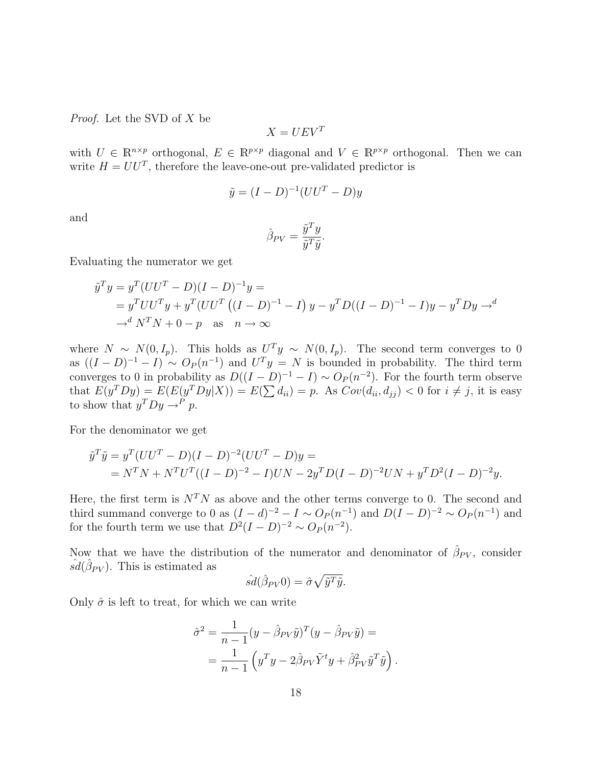*Proof.* Let the SVD of $X$ be

$$X = UEV^T$$

with $U \in \mathbb{R}^{n \times p}$ orthogonal, $E \in \mathbb{R}^{p \times p}$ diagonal and $V \in \mathbb{R}^{p \times p}$ orthogonal. Then we can write $H = UU^T$, therefore the leave-one-out pre-validated predictor is

$$\tilde{y} = (I - D)^{-1}(UU^T - D)y$$

and

$$\hat{\beta}_{PV} = \frac{\tilde{y}^T y}{\tilde{y}^T \tilde{y}}.$$

Evaluating the numerator we get

$$\begin{aligned}
\tilde{y}^T y &= y^T(UU^T - D)(I - D)^{-1}y = \\
&= y^T UU^T y + y^T (UU^T \left((I - D)^{-1} - I\right) y - y^T D((I - D)^{-1} - I)y - y^T D y \to^d \\
&\to^d N^T N + 0 - p \quad \text{as} \quad n \to \infty
\end{aligned}$$

where $N \sim N(0, I_p)$. This holds as $U^T y \sim N(0, I_p)$. The second term converges to 0 as $((I - D)^{-1} - I) \sim O_P(n^{-1})$ and $U^T y = N$ is bounded in probability. The third term converges to 0 in probability as $D((I - D)^{-1} - I) \sim O_P(n^{-2})$. For the fourth term observe that $E(y^T D y) = E(E(y^T D y|X)) = E(\sum d_{ii}) = p$. As $Cov(d_{ii}, d_{jj}) < 0$ for $i \neq j$, it is easy to show that $y^T D y \to^P p$.

For the denominator we get

$$\begin{aligned}
\tilde{y}^T \tilde{y} &= y^T(UU^T - D)(I - D)^{-2}(UU^T - D)y = \\
&= N^T N + N^T U^T((I - D)^{-2} - I)UN - 2y^T D(I - D)^{-2}UN + y^T D^2(I - D)^{-2}y.
\end{aligned}$$

Here, the first term is $N^T N$ as above and the other terms converge to 0. The second and third summand converge to 0 as $(I - d)^{-2} - I \sim O_P(n^{-1})$ and $D(I - D)^{-2} \sim O_P(n^{-1})$ and for the fourth term we use that $D^2(I - D)^{-2} \sim O_P(n^{-2})$.

Now that we have the distribution of the numerator and denominator of $\hat{\beta}_{PV}$, consider $\hat{sd}(\hat{\beta}_{PV})$. This is estimated as

$$\hat{sd}(\hat{\beta}_{PV}0) = \hat{\sigma}\sqrt{\tilde{y}^T \tilde{y}}.$$

Only $\hat{\sigma}$ is left to treat, for which we can write

$$\begin{aligned}
\hat{\sigma}^2 &= \frac{1}{n-1}(y - \hat{\beta}_{PV}\tilde{y})^T(y - \hat{\beta}_{PV}\tilde{y}) = \\
&= \frac{1}{n-1}\left(y^T y - 2\hat{\beta}_{PV}\tilde{Y}^t y + \hat{\beta}_{PV}^2 \tilde{y}^T \tilde{y}\right).
\end{aligned}$$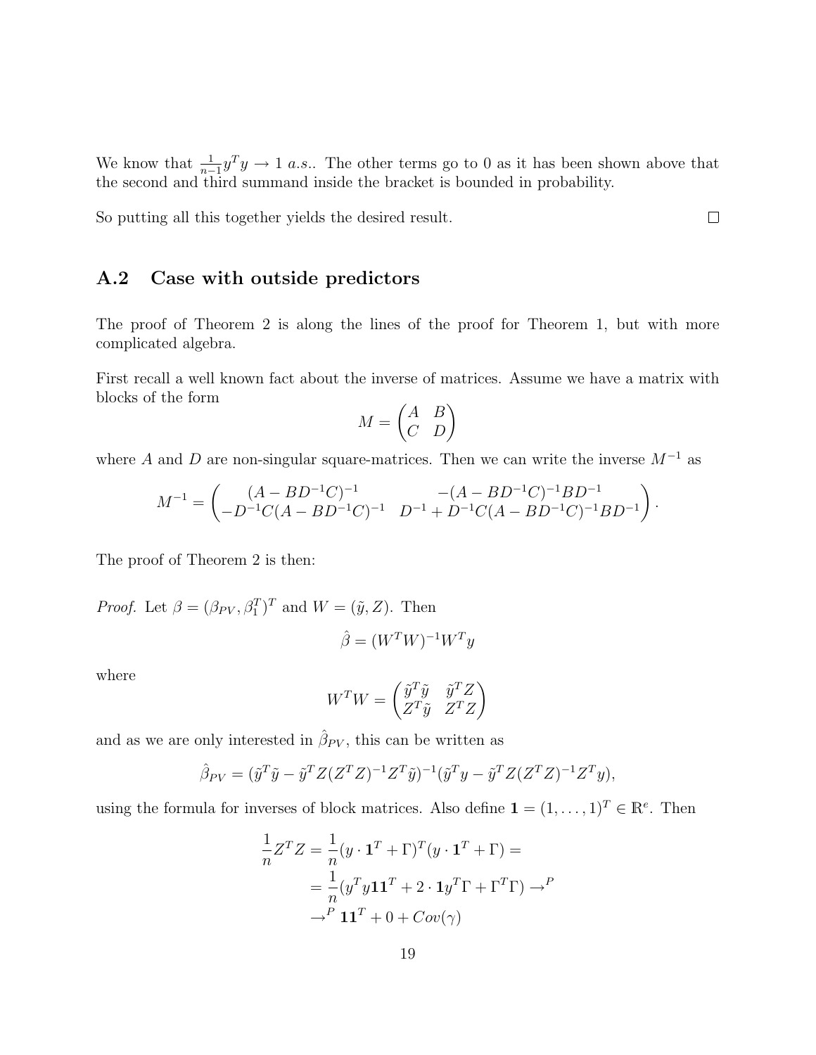We know that $\frac{1}{n-1}y^T y \to 1$ *a.s.*. The other terms go to 0 as it has been shown above that the second and third summand inside the bracket is bounded in probability.

So putting all this together yields the desired result. □

## A.2 Case with outside predictors

The proof of Theorem 2 is along the lines of the proof for Theorem 1, but with more complicated algebra.

First recall a well known fact about the inverse of matrices. Assume we have a matrix with blocks of the form

$$M = \begin{pmatrix} A & B \\ C & D \end{pmatrix}$$

where $A$ and $D$ are non-singular square-matrices. Then we can write the inverse $M^{-1}$ as

$$M^{-1} = \begin{pmatrix} (A - BD^{-1}C)^{-1} & -(A - BD^{-1}C)^{-1}BD^{-1} \\ -D^{-1}C(A - BD^{-1}C)^{-1} & D^{-1} + D^{-1}C(A - BD^{-1}C)^{-1}BD^{-1} \end{pmatrix}.$$

The proof of Theorem 2 is then:

*Proof.* Let $\beta = (\beta_{PV}, \beta_1^T)^T$ and $W = (\tilde{y}, Z)$. Then

$$\hat{\beta} = (W^T W)^{-1} W^T y$$

where

$$W^T W = \begin{pmatrix} \tilde{y}^T \tilde{y} & \tilde{y}^T Z \\ Z^T \tilde{y} & Z^T Z \end{pmatrix}$$

and as we are only interested in $\hat{\beta}_{PV}$, this can be written as

$$\hat{\beta}_{PV} = (\tilde{y}^T \tilde{y} - \tilde{y}^T Z (Z^T Z)^{-1} Z^T \tilde{y})^{-1} (\tilde{y}^T y - \tilde{y}^T Z (Z^T Z)^{-1} Z^T y),$$

using the formula for inverses of block matrices. Also define $\mathbf{1} = (1, \dots, 1)^T \in \mathbb{R}^e$. Then

$$\begin{aligned}
\frac{1}{n} Z^T Z &= \frac{1}{n} (y \cdot \mathbf{1}^T + \Gamma)^T (y \cdot \mathbf{1}^T + \Gamma) = \\
&= \frac{1}{n} (y^T y \mathbf{1}\mathbf{1}^T + 2 \cdot \mathbf{1} y^T \Gamma + \Gamma^T \Gamma) \to^P \\
&\to^P \mathbf{1}\mathbf{1}^T + 0 + Cov(\gamma)
\end{aligned}$$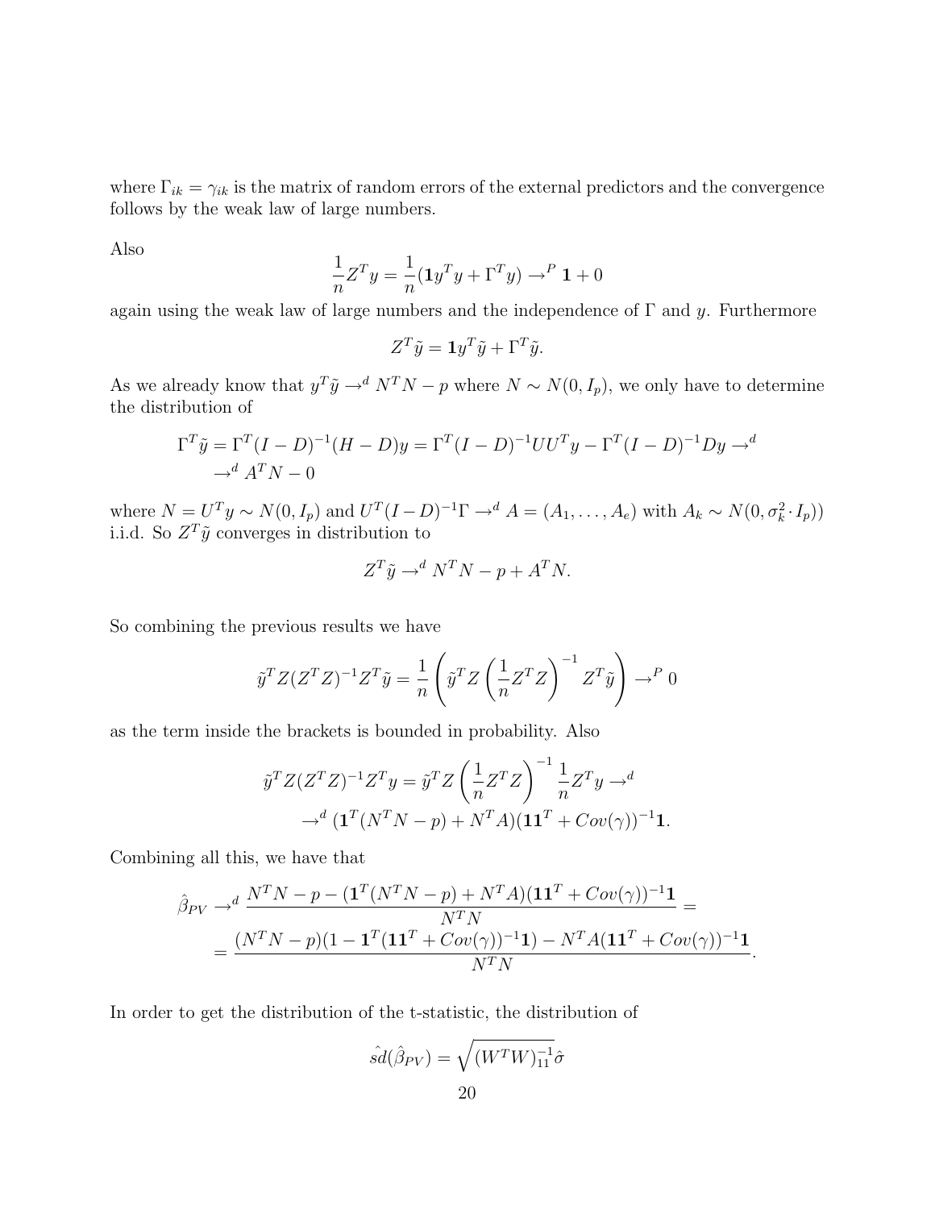where $\Gamma_{ik} = \gamma_{ik}$ is the matrix of random errors of the external predictors and the convergence follows by the weak law of large numbers.

Also

$$\frac{1}{n} Z^T y = \frac{1}{n}(\mathbf{1} y^T y + \Gamma^T y) \rightarrow^P \mathbf{1} + 0$$

again using the weak law of large numbers and the independence of $\Gamma$ and $y$. Furthermore

$$Z^T \tilde{y} = \mathbf{1} y^T \tilde{y} + \Gamma^T \tilde{y}.$$

As we already know that $y^T \tilde{y} \rightarrow^d N^T N - p$ where $N \sim N(0, I_p)$, we only have to determine the distribution of

$$\begin{aligned}
\Gamma^T \tilde{y} = \Gamma^T (I - D)^{-1}(H - D) y = \Gamma^T (I - D)^{-1} U U^T y - \Gamma^T (I - D)^{-1} D y \rightarrow^d \\
\rightarrow^d A^T N - 0
\end{aligned}$$

where $N = U^T y \sim N(0, I_p)$ and $U^T (I - D)^{-1} \Gamma \rightarrow^d A = (A_1, \ldots, A_e)$ with $A_k \sim N(0, \sigma_k^2 \cdot I_p))$ i.i.d. So $Z^T \tilde{y}$ converges in distribution to

$$Z^T \tilde{y} \rightarrow^d N^T N - p + A^T N.$$

So combining the previous results we have

$$\tilde{y}^T Z (Z^T Z)^{-1} Z^T \tilde{y} = \frac{1}{n} \left( \tilde{y}^T Z \left( \frac{1}{n} Z^T Z \right)^{-1} Z^T \tilde{y} \right) \rightarrow^P 0$$

as the term inside the brackets is bounded in probability. Also

$$\begin{aligned}
\tilde{y}^T Z (Z^T Z)^{-1} Z^T y = \tilde{y}^T Z \left( \frac{1}{n} Z^T Z \right)^{-1} \frac{1}{n} Z^T y \rightarrow^d \\
\rightarrow^d (\mathbf{1}^T (N^T N - p) + N^T A)(\mathbf{1}\mathbf{1}^T + Cov(\gamma))^{-1} \mathbf{1}.
\end{aligned}$$

Combining all this, we have that

$$\begin{aligned}
\hat{\beta}_{PV} &\rightarrow^d \frac{N^T N - p - (\mathbf{1}^T (N^T N - p) + N^T A)(\mathbf{1}\mathbf{1}^T + Cov(\gamma))^{-1} \mathbf{1}}{N^T N} = \\
&= \frac{(N^T N - p)(1 - \mathbf{1}^T (\mathbf{1}\mathbf{1}^T + Cov(\gamma))^{-1} \mathbf{1}) - N^T A (\mathbf{1}\mathbf{1}^T + Cov(\gamma))^{-1} \mathbf{1}}{N^T N}.
\end{aligned}$$

In order to get the distribution of the t-statistic, the distribution of

$$\hat{sd}(\hat{\beta}_{PV}) = \sqrt{(W^T W)^{-1}_{11}} \hat{\sigma}$$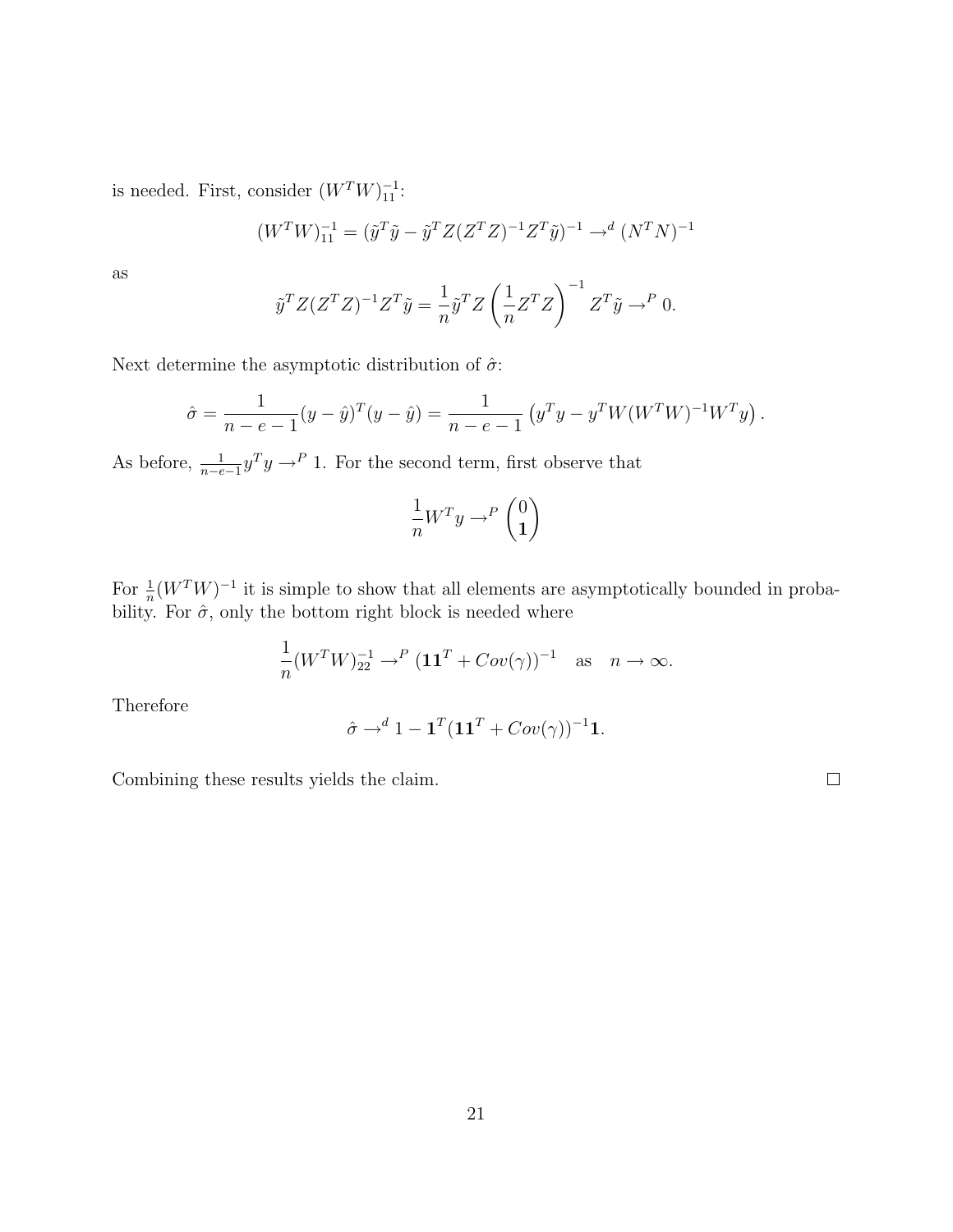is needed. First, consider $(W^TW)^{-1}_{11}$:

$$(W^TW)^{-1}_{11} = (\tilde{y}^T\tilde{y} - \tilde{y}^TZ(Z^TZ)^{-1}Z^T\tilde{y})^{-1} \to^d (N^TN)^{-1}$$

as

$$\tilde{y}^TZ(Z^TZ)^{-1}Z^T\tilde{y} = \frac{1}{n}\tilde{y}^TZ\left(\frac{1}{n}Z^TZ\right)^{-1}Z^T\tilde{y} \to^P 0.$$

Next determine the asymptotic distribution of $\hat{\sigma}$:

$$\hat{\sigma} = \frac{1}{n-e-1}(y-\hat{y})^T(y-\hat{y}) = \frac{1}{n-e-1}\left(y^Ty - y^TW(W^TW)^{-1}W^Ty\right).$$

As before, $\frac{1}{n-e-1}y^Ty \to^P 1$. For the second term, first observe that

$$\frac{1}{n}W^Ty \to^P \begin{pmatrix} 0 \\ \mathbf{1} \end{pmatrix}$$

For $\frac{1}{n}(W^TW)^{-1}$ it is simple to show that all elements are asymptotically bounded in probability. For $\hat{\sigma}$, only the bottom right block is needed where

$$\frac{1}{n}(W^TW)^{-1}_{22} \to^P (\mathbf{1}\mathbf{1}^T + Cov(\gamma))^{-1} \quad \text{as} \quad n \to \infty.$$

Therefore

$$\hat{\sigma} \to^d 1 - \mathbf{1}^T(\mathbf{1}\mathbf{1}^T + Cov(\gamma))^{-1}\mathbf{1}.$$

Combining these results yields the claim. □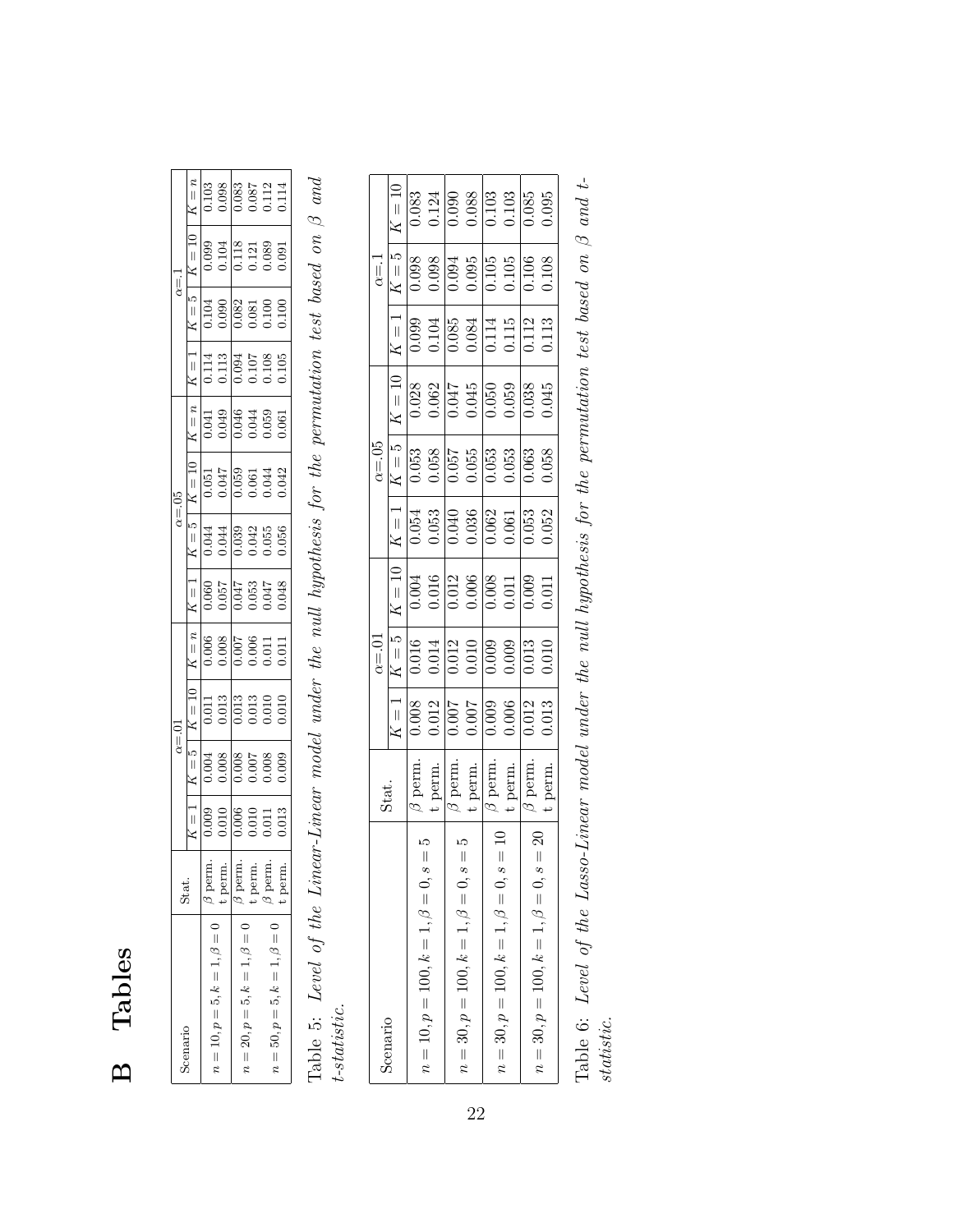# B Tables

| Scenario | Stat. | $\alpha$=.01 | | | | $\alpha$=.05 | | | | $\alpha$=.1 | | | |
|---|---|---|---|---|---|---|---|---|---|---|---|---|---|
| | | $K=1$ | $K=5$ | $K=10$ | $K=n$ | $K=1$ | $K=5$ | $K=10$ | $K=n$ | $K=1$ | $K=5$ | $K=10$ | $K=n$ |
| $n=10, p=5, k=1, \beta=0$ | $\beta$ perm. | 0.009 | 0.004 | 0.011 | 0.006 | 0.060 | 0.044 | 0.051 | 0.041 | 0.114 | 0.104 | 0.099 | 0.103 |
| | t perm. | 0.010 | 0.008 | 0.013 | 0.008 | 0.057 | 0.044 | 0.047 | 0.049 | 0.113 | 0.090 | 0.104 | 0.098 |
| $n=20, p=5, k=1, \beta=0$ | $\beta$ perm. | 0.006 | 0.008 | 0.013 | 0.007 | 0.047 | 0.039 | 0.059 | 0.046 | 0.094 | 0.082 | 0.118 | 0.083 |
| | t perm. | 0.010 | 0.007 | 0.013 | 0.006 | 0.053 | 0.042 | 0.061 | 0.044 | 0.107 | 0.081 | 0.121 | 0.087 |
| $n=50, p=5, k=1, \beta=0$ | $\beta$ perm. | 0.011 | 0.008 | 0.010 | 0.011 | 0.047 | 0.055 | 0.044 | 0.059 | 0.108 | 0.100 | 0.089 | 0.112 |
| | t perm. | 0.013 | 0.009 | 0.010 | 0.011 | 0.048 | 0.056 | 0.042 | 0.061 | 0.105 | 0.100 | 0.091 | 0.114 |

Table 5: *Level of the Linear-Linear model under the null hypothesis for the permutation test based on $\beta$ and t-statistic.*

| Scenario | Stat. | $\alpha$=.01 | | | $\alpha$=.05 | | | $\alpha$=.1 | | |
|---|---|---|---|---|---|---|---|---|---|---|
| | | $K=1$ | $K=5$ | $K=10$ | $K=1$ | $K=5$ | $K=10$ | $K=1$ | $K=5$ | $K=10$ |
| $n=10, p=100, k=1, \beta=0, s=5$ | $\beta$ perm. | 0.008 | 0.016 | 0.004 | 0.054 | 0.053 | 0.028 | 0.099 | 0.098 | 0.083 |
| | t perm. | 0.012 | 0.014 | 0.016 | 0.053 | 0.058 | 0.062 | 0.104 | 0.098 | 0.124 |
| $n=30, p=100, k=1, \beta=0, s=5$ | $\beta$ perm. | 0.007 | 0.012 | 0.012 | 0.040 | 0.057 | 0.047 | 0.085 | 0.094 | 0.090 |
| | t perm. | 0.007 | 0.010 | 0.006 | 0.036 | 0.055 | 0.045 | 0.084 | 0.095 | 0.088 |
| $n=30, p=100, k=1, \beta=0, s=10$ | $\beta$ perm. | 0.009 | 0.009 | 0.008 | 0.062 | 0.053 | 0.050 | 0.114 | 0.105 | 0.103 |
| | t perm. | 0.006 | 0.009 | 0.011 | 0.061 | 0.053 | 0.059 | 0.115 | 0.105 | 0.103 |
| $n=30, p=100, k=1, \beta=0, s=20$ | $\beta$ perm. | 0.012 | 0.013 | 0.009 | 0.053 | 0.063 | 0.038 | 0.112 | 0.106 | 0.085 |
| | t perm. | 0.013 | 0.010 | 0.011 | 0.052 | 0.058 | 0.045 | 0.113 | 0.108 | 0.095 |

Table 6: *Level of the Lasso-Linear model under the null hypothesis for the permutation test based on $\beta$ and t-statistic.*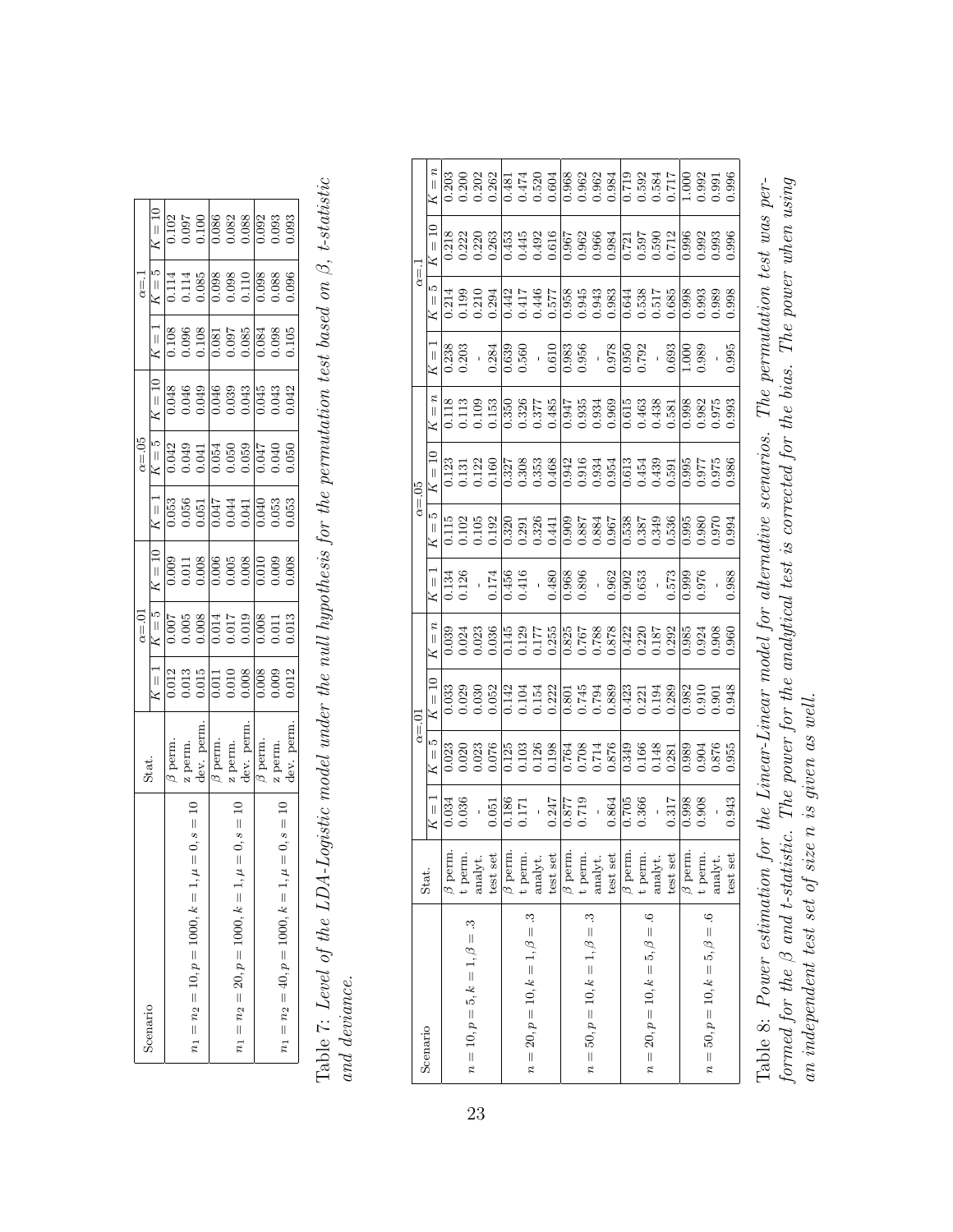| Scenario | Stat. | $\alpha$=.01 | | | $\alpha$=.05 | | | $\alpha$=.1 | | |
|---|---|---|---|---|---|---|---|---|---|---|
| | | $K=1$ | $K=5$ | $K=10$ | $K=1$ | $K=5$ | $K=10$ | $K=1$ | $K=5$ | $K=10$ |
| $n_1=n_2=10, p=1000, k=1, \mu=0, s=10$ | $\beta$ perm. | 0.012 | 0.007 | 0.009 | 0.053 | 0.042 | 0.048 | 0.108 | 0.114 | 0.102 |
| | z perm. | 0.013 | 0.005 | 0.011 | 0.056 | 0.049 | 0.046 | 0.096 | 0.114 | 0.097 |
| | dev. perm. | 0.015 | 0.008 | 0.008 | 0.051 | 0.041 | 0.049 | 0.108 | 0.085 | 0.100 |
| $n_1=n_2=20, p=1000, k=1, \mu=0, s=10$ | $\beta$ perm. | 0.011 | 0.014 | 0.006 | 0.047 | 0.054 | 0.046 | 0.081 | 0.098 | 0.086 |
| | z perm. | 0.010 | 0.017 | 0.005 | 0.044 | 0.050 | 0.039 | 0.097 | 0.098 | 0.082 |
| | dev. perm. | 0.008 | 0.019 | 0.008 | 0.041 | 0.059 | 0.043 | 0.085 | 0.110 | 0.088 |
| $n_1=n_2=40, p=1000, k=1, \mu=0, s=10$ | $\beta$ perm. | 0.008 | 0.008 | 0.010 | 0.040 | 0.047 | 0.045 | 0.084 | 0.098 | 0.092 |
| | z perm. | 0.009 | 0.011 | 0.009 | 0.053 | 0.040 | 0.043 | 0.098 | 0.088 | 0.093 |
| | dev. perm. | 0.012 | 0.013 | 0.008 | 0.053 | 0.050 | 0.042 | 0.105 | 0.096 | 0.093 |

Table 7: *Level of the LDA-Logistic model under the null hypothesis for the permutation test based on $\beta$, t-statistic and deviance.*

| Scenario | Stat. | $\alpha$=.01 | | | | $\alpha$=.05 | | | | $\alpha$=.1 | | | |
|---|---|---|---|---|---|---|---|---|---|---|---|---|---|
| | | $K=1$ | $K=5$ | $K=10$ | $K=n$ | $K=1$ | $K=5$ | $K=10$ | $K=n$ | $K=1$ | $K=5$ | $K=10$ | $K=n$ |
| $n=10, p=5, k=1, \beta=.3$ | $\beta$ perm. | 0.034 | 0.023 | 0.033 | 0.039 | 0.134 | 0.115 | 0.123 | 0.118 | 0.238 | 0.214 | 0.218 | 0.203 |
| | t perm. | 0.036 | 0.020 | 0.029 | 0.024 | 0.126 | 0.102 | 0.131 | 0.113 | 0.203 | 0.199 | 0.222 | 0.200 |
| | analyt. | - | 0.023 | 0.030 | 0.023 | - | 0.105 | 0.122 | 0.109 | - | 0.210 | 0.220 | 0.202 |
| | test set | 0.051 | 0.076 | 0.052 | 0.036 | 0.174 | 0.192 | 0.160 | 0.153 | 0.284 | 0.294 | 0.263 | 0.262 |
| $n=20, p=10, k=1, \beta=.3$ | $\beta$ perm. | 0.186 | 0.125 | 0.142 | 0.145 | 0.456 | 0.320 | 0.327 | 0.350 | 0.639 | 0.442 | 0.453 | 0.481 |
| | t perm. | 0.171 | 0.103 | 0.104 | 0.129 | 0.416 | 0.291 | 0.308 | 0.326 | 0.560 | 0.417 | 0.445 | 0.474 |
| | analyt. | - | 0.126 | 0.154 | 0.177 | - | 0.326 | 0.353 | 0.377 | - | 0.446 | 0.492 | 0.520 |
| | test set | 0.247 | 0.198 | 0.222 | 0.255 | 0.480 | 0.441 | 0.468 | 0.485 | 0.610 | 0.577 | 0.616 | 0.604 |
| $n=50, p=10, k=1, \beta=.3$ | $\beta$ perm. | 0.877 | 0.764 | 0.801 | 0.825 | 0.968 | 0.909 | 0.942 | 0.947 | 0.983 | 0.958 | 0.967 | 0.968 |
| | t perm. | 0.719 | 0.708 | 0.745 | 0.767 | 0.896 | 0.887 | 0.916 | 0.935 | 0.956 | 0.945 | 0.962 | 0.962 |
| | analyt. | - | 0.714 | 0.794 | 0.788 | - | 0.884 | 0.934 | 0.934 | - | 0.943 | 0.966 | 0.962 |
| | test set | 0.864 | 0.876 | 0.889 | 0.878 | 0.962 | 0.967 | 0.954 | 0.969 | 0.978 | 0.983 | 0.984 | 0.984 |
| $n=20, p=10, k=5, \beta=.6$ | $\beta$ perm. | 0.705 | 0.349 | 0.423 | 0.422 | 0.902 | 0.538 | 0.613 | 0.615 | 0.950 | 0.644 | 0.721 | 0.719 |
| | t perm. | 0.366 | 0.166 | 0.221 | 0.220 | 0.653 | 0.387 | 0.454 | 0.463 | 0.792 | 0.538 | 0.597 | 0.592 |
| | analyt. | - | 0.148 | 0.194 | 0.187 | - | 0.349 | 0.439 | 0.438 | - | 0.517 | 0.590 | 0.584 |
| | test set | 0.317 | 0.281 | 0.289 | 0.292 | 0.573 | 0.536 | 0.591 | 0.581 | 0.693 | 0.685 | 0.712 | 0.717 |
| $n=50, p=10, k=5, \beta=.6$ | $\beta$ perm. | 0.998 | 0.989 | 0.982 | 0.985 | 0.999 | 0.995 | 0.995 | 0.998 | 1.000 | 0.998 | 0.996 | 1.000 |
| | t perm. | 0.908 | 0.904 | 0.910 | 0.924 | 0.976 | 0.980 | 0.977 | 0.982 | 0.989 | 0.993 | 0.992 | 0.992 |
| | analyt. | - | 0.876 | 0.901 | 0.908 | - | 0.970 | 0.975 | 0.975 | - | 0.989 | 0.993 | 0.991 |
| | test set | 0.943 | 0.955 | 0.948 | 0.960 | 0.988 | 0.994 | 0.986 | 0.993 | 0.995 | 0.998 | 0.996 | 0.996 |

Table 8: *Power estimation for the Linear-Linear model for alternative scenarios. The permutation test was performed for the $\beta$ and t-statistic. The power for the analytical test is corrected for the bias. The power when using an independent test set of size n is given as well.*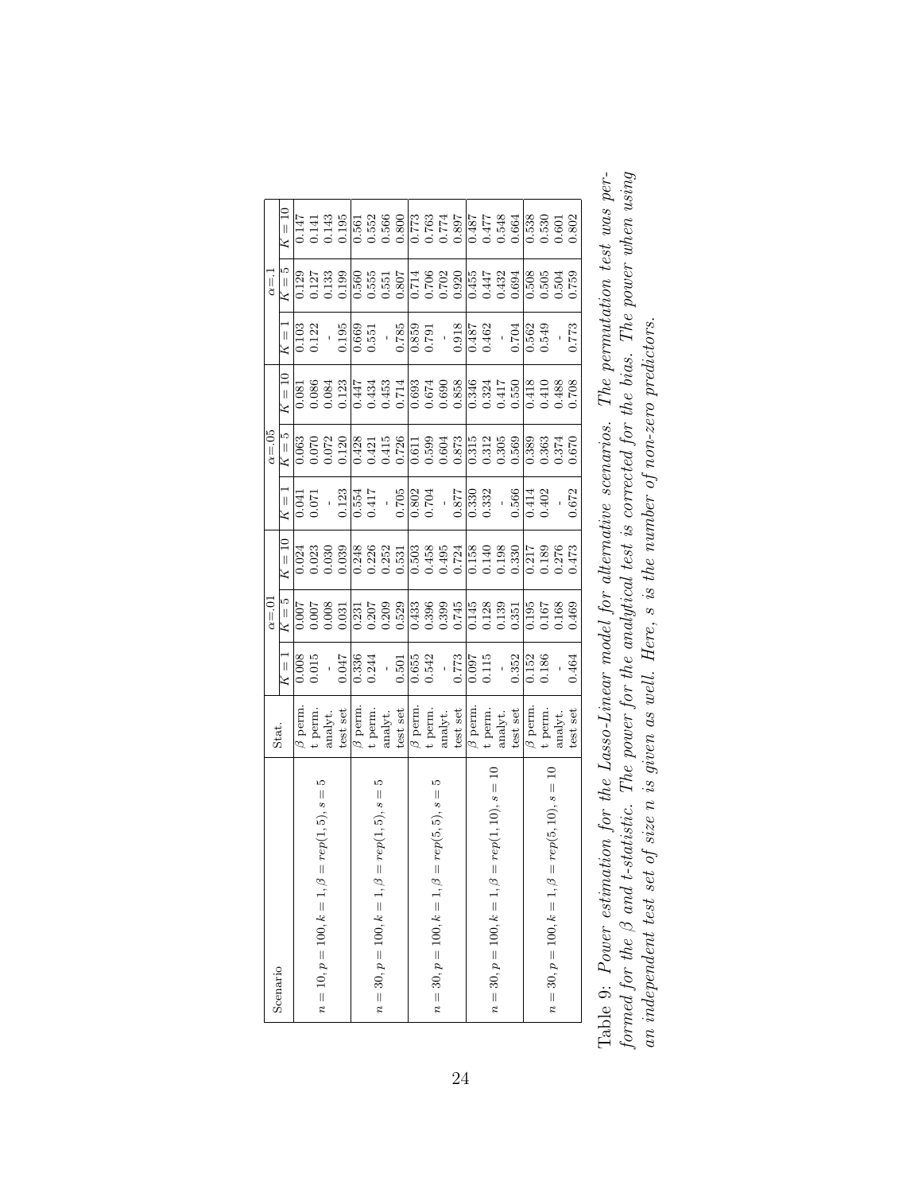| Scenario | Stat. | $\alpha$=.01 | | | $\alpha$=.05 | | | $\alpha$=.1 | | |
|---|---|---|---|---|---|---|---|---|---|---|
| | | $K=1$ | $K=5$ | $K=10$ | $K=1$ | $K=5$ | $K=10$ | $K=1$ | $K=5$ | $K=10$ |
| $n=10, p=100, k=1, \beta=rep(1,5), s=5$ | $\beta$ perm. | 0.008 | 0.007 | 0.024 | 0.041 | 0.063 | 0.081 | 0.103 | 0.129 | 0.147 |
| | t perm. | 0.015 | 0.007 | 0.023 | 0.071 | 0.070 | 0.086 | 0.122 | 0.127 | 0.141 |
| | analyt. | - | 0.008 | 0.030 | - | 0.072 | 0.084 | - | 0.133 | 0.143 |
| | test set | 0.047 | 0.031 | 0.039 | 0.123 | 0.120 | 0.123 | 0.195 | 0.199 | 0.195 |
| $n=30, p=100, k=1, \beta=rep(1,5), s=5$ | $\beta$ perm. | 0.336 | 0.231 | 0.248 | 0.554 | 0.428 | 0.447 | 0.669 | 0.560 | 0.561 |
| | t perm. | 0.244 | 0.207 | 0.226 | 0.417 | 0.421 | 0.434 | 0.551 | 0.555 | 0.552 |
| | analyt. | - | 0.209 | 0.252 | - | 0.415 | 0.453 | - | 0.551 | 0.566 |
| | test set | 0.501 | 0.529 | 0.531 | 0.705 | 0.726 | 0.714 | 0.785 | 0.807 | 0.800 |
| $n=30, p=100, k=1, \beta=rep(5,5), s=5$ | $\beta$ perm. | 0.655 | 0.433 | 0.503 | 0.802 | 0.611 | 0.693 | 0.859 | 0.714 | 0.773 |
| | t perm. | 0.542 | 0.396 | 0.458 | 0.704 | 0.599 | 0.674 | 0.791 | 0.706 | 0.763 |
| | analyt. | - | 0.399 | 0.495 | - | 0.604 | 0.690 | - | 0.702 | 0.774 |
| | test set | 0.773 | 0.745 | 0.724 | 0.877 | 0.873 | 0.858 | 0.918 | 0.920 | 0.897 |
| $n=30, p=100, k=1, \beta=rep(1,10), s=10$ | $\beta$ perm. | 0.097 | 0.145 | 0.158 | 0.330 | 0.315 | 0.346 | 0.487 | 0.455 | 0.487 |
| | t perm. | 0.115 | 0.128 | 0.140 | 0.332 | 0.312 | 0.324 | 0.462 | 0.447 | 0.477 |
| | analyt. | - | 0.139 | 0.198 | - | 0.305 | 0.417 | - | 0.432 | 0.548 |
| | test set | 0.352 | 0.351 | 0.330 | 0.566 | 0.569 | 0.550 | 0.704 | 0.694 | 0.664 |
| $n=30, p=100, k=1, \beta=rep(5,10), s=10$ | $\beta$ perm. | 0.152 | 0.195 | 0.217 | 0.414 | 0.389 | 0.418 | 0.562 | 0.508 | 0.538 |
| | t perm. | 0.186 | 0.167 | 0.189 | 0.402 | 0.363 | 0.410 | 0.549 | 0.505 | 0.530 |
| | analyt. | - | 0.168 | 0.276 | - | 0.374 | 0.488 | - | 0.504 | 0.601 |
| | test set | 0.464 | 0.469 | 0.473 | 0.672 | 0.670 | 0.708 | 0.773 | 0.759 | 0.802 |

Table 9: *Power estimation for the Lasso-Linear model for alternative scenarios. The permutation test was performed for the $\beta$ and t-statistic. The power for the analytical test is corrected for the bias. The power when using an independent test set of size n is given as well. Here, s is the number of non-zero predictors.*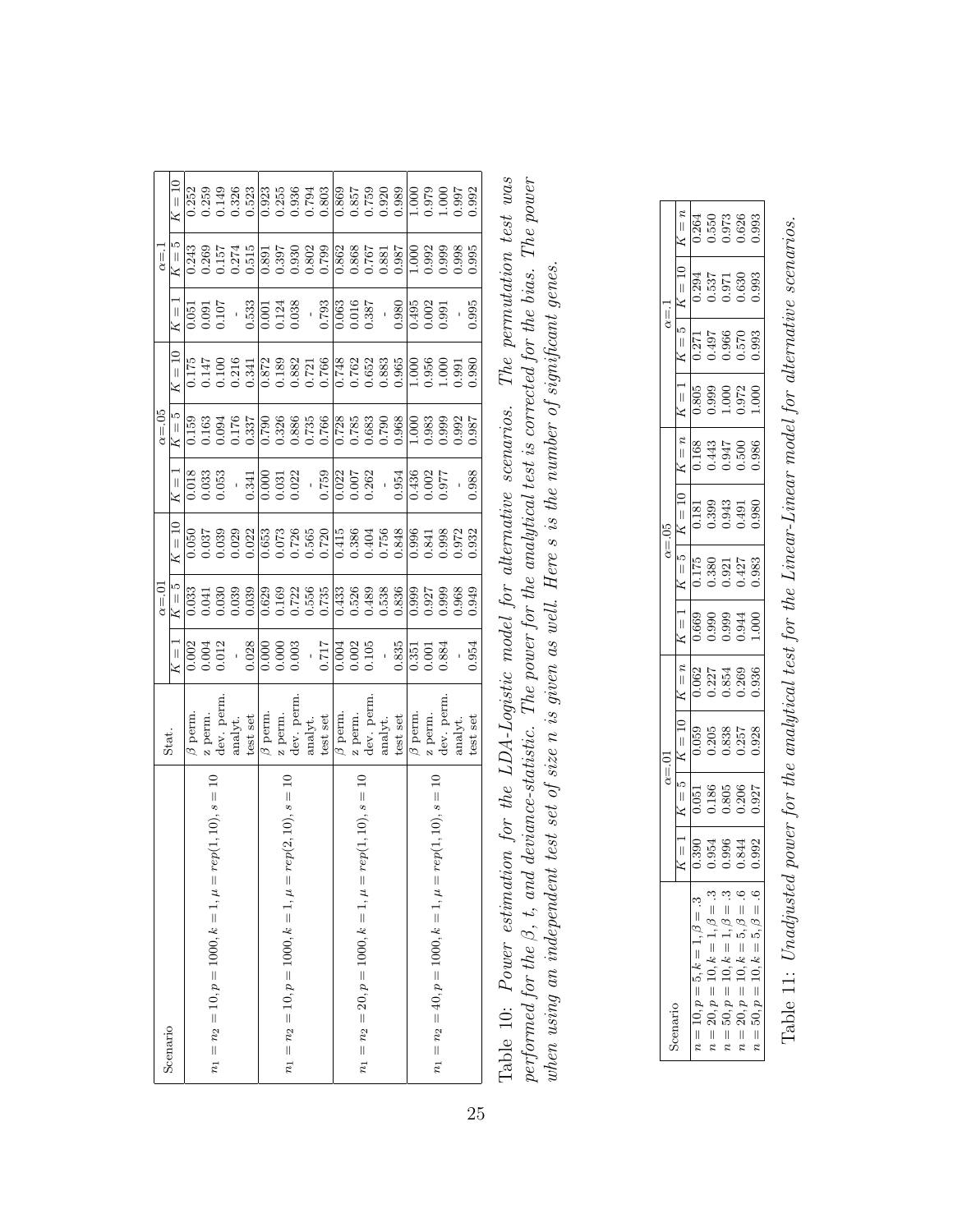| Scenario | Stat. | $\alpha$=.01 | | | $\alpha$=.05 | | | $\alpha$=.1 | | |
|---|---|---|---|---|---|---|---|---|---|---|
| | | $K=1$ | $K=5$ | $K=10$ | $K=1$ | $K=5$ | $K=10$ | $K=1$ | $K=5$ | $K=10$ |
| $n_1=n_2=10, p=1000, k=1, \mu=rep(1,10), s=10$ | $\beta$ perm. | 0.002 | 0.033 | 0.050 | 0.018 | 0.159 | 0.175 | 0.051 | 0.243 | 0.252 |
| | z perm. | 0.004 | 0.041 | 0.037 | 0.033 | 0.163 | 0.147 | 0.091 | 0.269 | 0.259 |
| | dev. perm. | 0.012 | 0.030 | 0.039 | 0.053 | 0.094 | 0.100 | 0.107 | 0.157 | 0.149 |
| | analyt. | - | 0.039 | 0.029 | - | 0.176 | 0.216 | - | 0.274 | 0.326 |
| | test set | 0.028 | 0.039 | 0.022 | 0.341 | 0.337 | 0.341 | 0.533 | 0.515 | 0.523 |
| $n_1=n_2=10, p=1000, k=1, \mu=rep(2,10), s=10$ | $\beta$ perm. | 0.000 | 0.629 | 0.653 | 0.000 | 0.790 | 0.872 | 0.001 | 0.891 | 0.923 |
| | z perm. | 0.000 | 0.169 | 0.073 | 0.031 | 0.326 | 0.189 | 0.124 | 0.397 | 0.255 |
| | dev. perm. | 0.003 | 0.722 | 0.726 | 0.022 | 0.886 | 0.882 | 0.038 | 0.930 | 0.936 |
| | analyt. | - | 0.556 | 0.565 | - | 0.735 | 0.721 | - | 0.802 | 0.794 |
| | test set | 0.717 | 0.735 | 0.720 | 0.759 | 0.766 | 0.766 | 0.793 | 0.799 | 0.803 |
| $n_1=n_2=20, p=1000, k=1, \mu=rep(1,10), s=10$ | $\beta$ perm. | 0.004 | 0.433 | 0.415 | 0.022 | 0.728 | 0.748 | 0.063 | 0.862 | 0.869 |
| | z perm. | 0.002 | 0.526 | 0.386 | 0.007 | 0.785 | 0.762 | 0.016 | 0.868 | 0.857 |
| | dev. perm. | 0.105 | 0.489 | 0.404 | 0.262 | 0.683 | 0.652 | 0.387 | 0.767 | 0.759 |
| | analyt. | - | 0.538 | 0.756 | - | 0.790 | 0.883 | - | 0.881 | 0.920 |
| | test set | 0.835 | 0.836 | 0.848 | 0.954 | 0.968 | 0.965 | 0.980 | 0.987 | 0.989 |
| $n_1=n_2=40, p=1000, k=1, \mu=rep(1,10), s=10$ | $\beta$ perm. | 0.351 | 0.999 | 0.996 | 0.436 | 1.000 | 1.000 | 0.495 | 1.000 | 1.000 |
| | z perm. | 0.001 | 0.927 | 0.841 | 0.002 | 0.983 | 0.956 | 0.002 | 0.992 | 0.979 |
| | dev. perm. | 0.884 | 0.999 | 0.998 | 0.977 | 0.999 | 1.000 | 0.991 | 0.999 | 1.000 |
| | analyt. | - | 0.968 | 0.972 | - | 0.992 | 0.991 | - | 0.998 | 0.997 |
| | test set | 0.954 | 0.949 | 0.932 | 0.988 | 0.987 | 0.980 | 0.995 | 0.995 | 0.992 |

Table 10: *Power estimation for the LDA-Logistic model for alternative scenarios. The permutation test was performed for the $\beta$, t, and deviance-statistic. The power for the analytical test is corrected for the bias. The power when using an independent test set of size n is given as well. Here s is the number of significant genes.*

| Scenario | $\alpha$=.01 | | | | $\alpha$=.05 | | | | $\alpha$=.1 | | | |
|---|---|---|---|---|---|---|---|---|---|---|---|---|
| | $K=1$ | $K=5$ | $K=10$ | $K=n$ | $K=1$ | $K=5$ | $K=10$ | $K=n$ | $K=1$ | $K=5$ | $K=10$ | $K=n$ |
| $n=10, p=5, k=1, \beta=.3$ | 0.390 | 0.051 | 0.059 | 0.062 | 0.669 | 0.175 | 0.181 | 0.168 | 0.805 | 0.271 | 0.294 | 0.264 |
| $n=20, p=10, k=1, \beta=.3$ | 0.954 | 0.186 | 0.205 | 0.227 | 0.990 | 0.380 | 0.399 | 0.443 | 0.999 | 0.497 | 0.537 | 0.550 |
| $n=50, p=10, k=1, \beta=.3$ | 0.996 | 0.805 | 0.838 | 0.854 | 0.999 | 0.921 | 0.943 | 0.947 | 1.000 | 0.966 | 0.971 | 0.973 |
| $n=20, p=10, k=5, \beta=.6$ | 0.844 | 0.206 | 0.257 | 0.269 | 0.944 | 0.427 | 0.491 | 0.500 | 0.972 | 0.570 | 0.630 | 0.626 |
| $n=50, p=10, k=5, \beta=.6$ | 0.992 | 0.927 | 0.928 | 0.936 | 1.000 | 0.983 | 0.980 | 0.986 | 1.000 | 0.993 | 0.993 | 0.993 |

Table 11: *Unadjusted power for the analytical test for the Linear-Linear model for alternative scenarios.*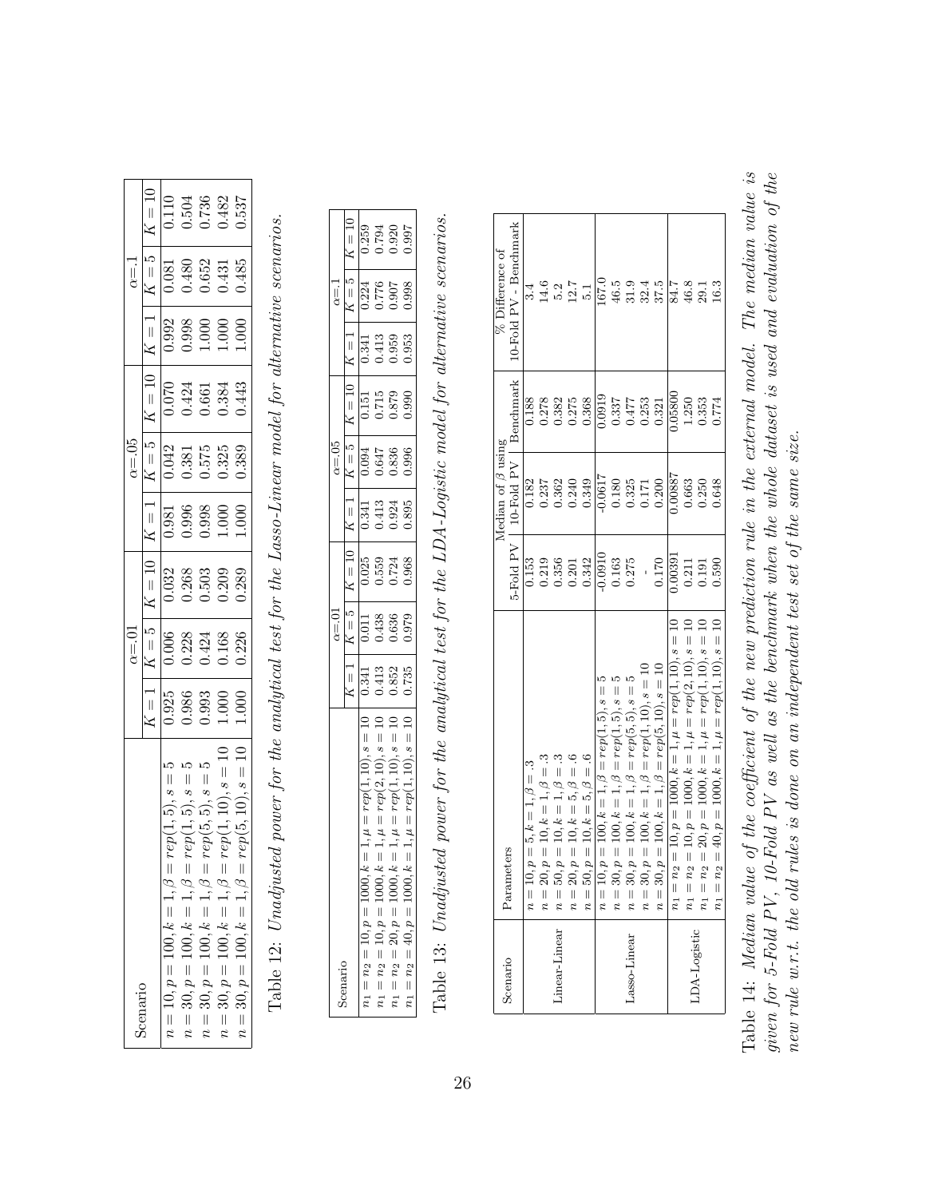| Scenario | $\alpha$=.01 | | | $\alpha$=.05 | | | $\alpha$=.1 | | |
|---|---|---|---|---|---|---|---|---|---|
| | $K=1$ | $K=5$ | $K=10$ | $K=1$ | $K=5$ | $K=10$ | $K=1$ | $K=5$ | $K=10$ |
| $n=10, p=100, k=1, \beta=rep(1,5), s=5$ | 0.925 | 0.006 | 0.032 | 0.981 | 0.042 | 0.070 | 0.992 | 0.081 | 0.110 |
| $n=30, p=100, k=1, \beta=rep(1,5), s=5$ | 0.986 | 0.228 | 0.268 | 0.996 | 0.381 | 0.424 | 0.998 | 0.480 | 0.504 |
| $n=30, p=100, k=1, \beta=rep(5,5), s=5$ | 0.993 | 0.424 | 0.503 | 0.998 | 0.575 | 0.661 | 1.000 | 0.652 | 0.736 |
| $n=30, p=100, k=1, \beta=rep(1,10), s=10$ | 1.000 | 0.168 | 0.209 | 1.000 | 0.325 | 0.384 | 1.000 | 0.431 | 0.482 |
| $n=30, p=100, k=1, \beta=rep(5,10), s=10$ | 1.000 | 0.226 | 0.289 | 1.000 | 0.389 | 0.443 | 1.000 | 0.485 | 0.537 |

Table 12: *Unadjusted power for the analytical test for the Lasso-Linear model for alternative scenarios.*

| Scenario | $\alpha$=.01 | | | $\alpha$=.05 | | | $\alpha$=.1 | | |
|---|---|---|---|---|---|---|---|---|---|
| | $K=1$ | $K=5$ | $K=10$ | $K=1$ | $K=5$ | $K=10$ | $K=1$ | $K=5$ | $K=10$ |
| $n_1=n_2=10, p=1000, k=1, \mu=rep(1,10), s=10$ | 0.341 | 0.011 | 0.025 | 0.341 | 0.094 | 0.151 | 0.341 | 0.224 | 0.259 |
| $n_1=n_2=10, p=1000, k=1, \mu=rep(2,10), s=10$ | 0.413 | 0.438 | 0.559 | 0.413 | 0.647 | 0.715 | 0.413 | 0.776 | 0.794 |
| $n_1=n_2=20, p=1000, k=1, \mu=rep(1,10), s=10$ | 0.852 | 0.636 | 0.724 | 0.924 | 0.836 | 0.879 | 0.959 | 0.907 | 0.920 |
| $n_1=n_2=40, p=1000, k=1, \mu=rep(1,10), s=10$ | 0.735 | 0.979 | 0.968 | 0.895 | 0.996 | 0.990 | 0.953 | 0.998 | 0.997 |

Table 13: *Unadjusted power for the analytical test for the LDA-Logistic model for alternative scenarios.*

| Scenario | Parameters | Median of $\beta$ using | | | % Difference of |
|---|---|---|---|---|---|
| | | 5-Fold PV | 10-Fold PV | Benchmark | 10-Fold PV - Benchmark |
| Linear-Linear | $n=10, p=5, k=1, \beta=.3$ | 0.153 | 0.182 | 0.188 | 3.4 |
| | $n=20, p=10, k=1, \beta=.3$ | 0.219 | 0.237 | 0.278 | 14.6 |
| | $n=50, p=10, k=1, \beta=.3$ | 0.356 | 0.362 | 0.382 | 5.2 |
| | $n=20, p=10, k=5, \beta=.6$ | 0.201 | 0.240 | 0.275 | 12.7 |
| | $n=50, p=10, k=5, \beta=.6$ | 0.342 | 0.349 | 0.368 | 5.1 |
| Lasso-Linear | $n=10, p=100, k=1, \beta=rep(1,5), s=5$ | -0.0910 | -0.0617 | 0.0919 | 167.0 |
| | $n=30, p=100, k=1, \beta=rep(1,5), s=5$ | 0.163 | 0.180 | 0.337 | 46.5 |
| | $n=30, p=100, k=1, \beta=rep(5,5), s=5$ | 0.275 | 0.325 | 0.477 | 31.9 |
| | $n=30, p=100, k=1, \beta=rep(1,10), s=10$ | - | 0.171 | 0.253 | 32.4 |
| | $n=30, p=100, k=1, \beta=rep(5,10), s=10$ | 0.170 | 0.200 | 0.321 | 37.5 |
| LDA-Logistic | $n_1=n_2=10, p=1000, k=1, \mu=rep(1,10), s=10$ | 0.00391 | 0.00887 | 0.05800 | 84.7 |
| | $n_1=n_2=10, p=1000, k=1, \mu=rep(2,10), s=10$ | 0.211 | 0.663 | 1.250 | 46.8 |
| | $n_1=n_2=20, p=1000, k=1, \mu=rep(1,10), s=10$ | 0.191 | 0.250 | 0.353 | 29.1 |
| | $n_1=n_2=40, p=1000, k=1, \mu=rep(1,10), s=10$ | 0.590 | 0.648 | 0.774 | 16.3 |

Table 14: *Median value of the coefficient of the new prediction rule in the external model. The median value is given for 5-Fold PV, 10-Fold PV as well as the benchmark when the whole dataset is used and evaluation of the new rule w.r.t. the old rules is done on an independent test set of the same size.*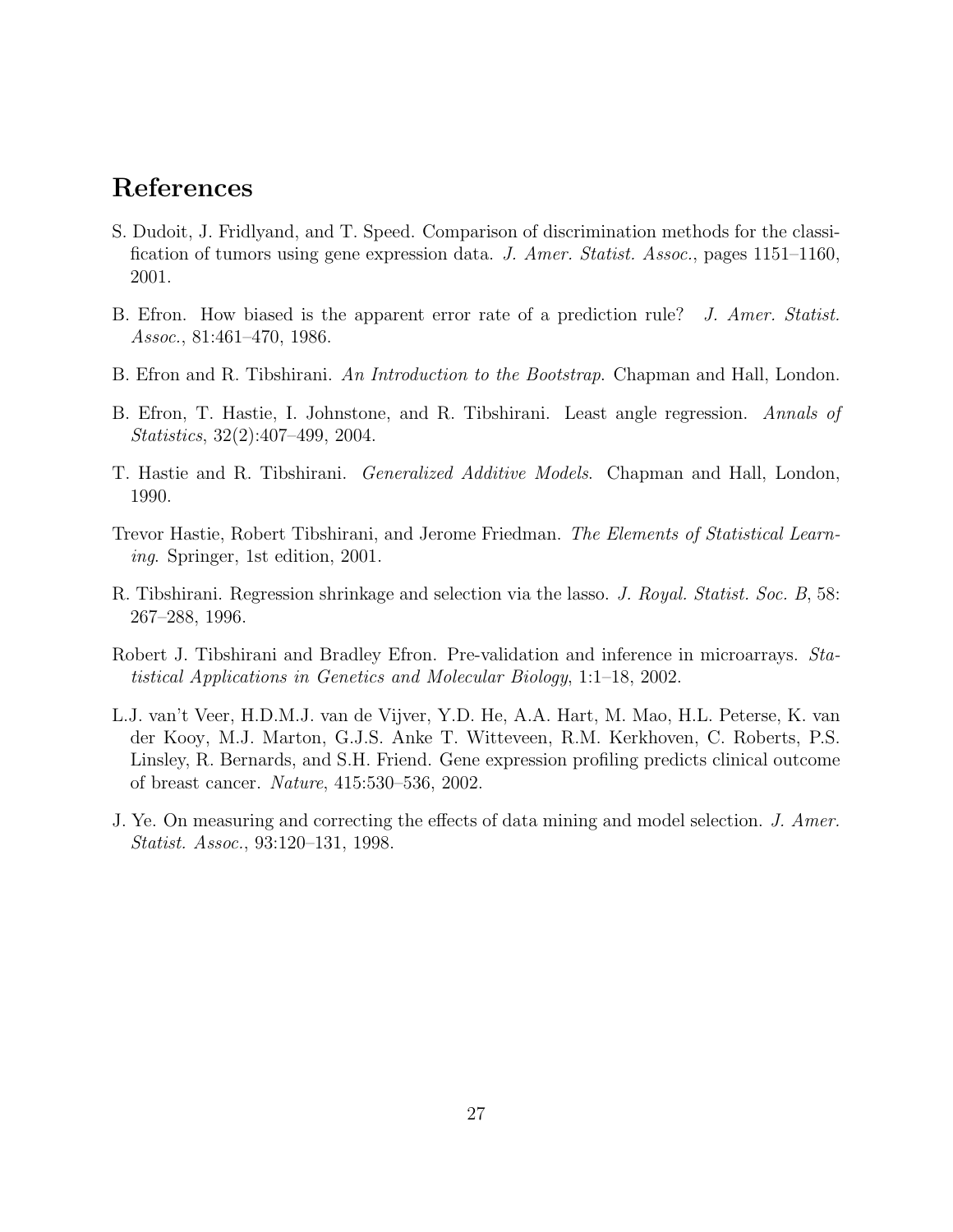# References

S. Dudoit, J. Fridlyand, and T. Speed. Comparison of discrimination methods for the classification of tumors using gene expression data. *J. Amer. Statist. Assoc.*, pages 1151–1160, 2001.

B. Efron. How biased is the apparent error rate of a prediction rule? *J. Amer. Statist. Assoc.*, 81:461–470, 1986.

B. Efron and R. Tibshirani. *An Introduction to the Bootstrap*. Chapman and Hall, London.

B. Efron, T. Hastie, I. Johnstone, and R. Tibshirani. Least angle regression. *Annals of Statistics*, 32(2):407–499, 2004.

T. Hastie and R. Tibshirani. *Generalized Additive Models*. Chapman and Hall, London, 1990.

Trevor Hastie, Robert Tibshirani, and Jerome Friedman. *The Elements of Statistical Learning*. Springer, 1st edition, 2001.

R. Tibshirani. Regression shrinkage and selection via the lasso. *J. Royal. Statist. Soc. B*, 58: 267–288, 1996.

Robert J. Tibshirani and Bradley Efron. Pre-validation and inference in microarrays. *Statistical Applications in Genetics and Molecular Biology*, 1:1–18, 2002.

L.J. van't Veer, H.D.M.J. van de Vijver, Y.D. He, A.A. Hart, M. Mao, H.L. Peterse, K. van der Kooy, M.J. Marton, G.J.S. Anke T. Witteveen, R.M. Kerkhoven, C. Roberts, P.S. Linsley, R. Bernards, and S.H. Friend. Gene expression profiling predicts clinical outcome of breast cancer. *Nature*, 415:530–536, 2002.

J. Ye. On measuring and correcting the effects of data mining and model selection. *J. Amer. Statist. Assoc.*, 93:120–131, 1998.